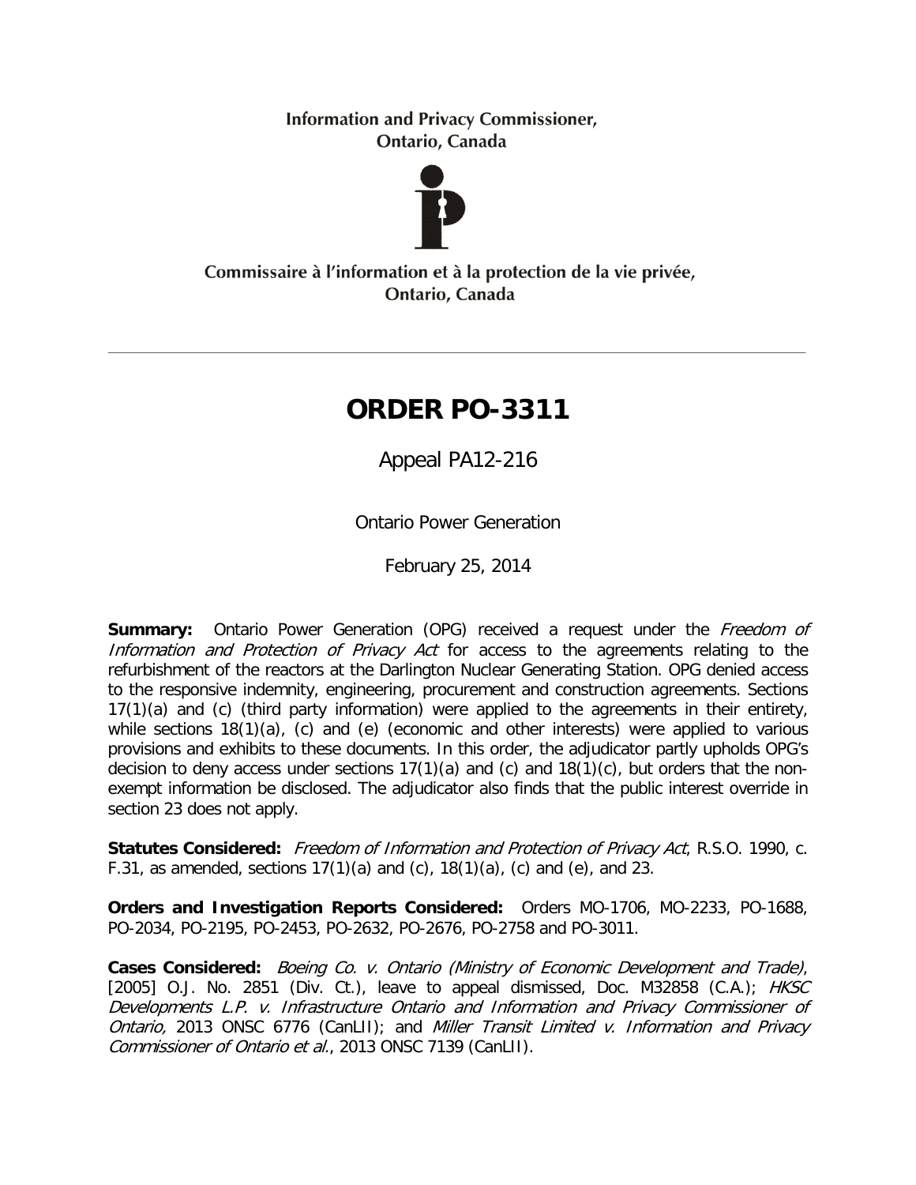Information and Privacy Commissioner,
Ontario, Canada

Commissaire à l'information et à la protection de la vie privée,
Ontario, Canada

---

# ORDER PO-3311

Appeal PA12-216

Ontario Power Generation

February 25, 2014

**Summary:** Ontario Power Generation (OPG) received a request under the *Freedom of Information and Protection of Privacy Act* for access to the agreements relating to the refurbishment of the reactors at the Darlington Nuclear Generating Station. OPG denied access to the responsive indemnity, engineering, procurement and construction agreements. Sections 17(1)(a) and (c) (third party information) were applied to the agreements in their entirety, while sections 18(1)(a), (c) and (e) (economic and other interests) were applied to various provisions and exhibits to these documents. In this order, the adjudicator partly upholds OPG's decision to deny access under sections 17(1)(a) and (c) and 18(1)(c), but orders that the non-exempt information be disclosed. The adjudicator also finds that the public interest override in section 23 does not apply.

**Statutes Considered:** *Freedom of Information and Protection of Privacy Act*, R.S.O. 1990, c. F.31, as amended, sections 17(1)(a) and (c), 18(1)(a), (c) and (e), and 23.

**Orders and Investigation Reports Considered:** Orders MO-1706, MO-2233, PO-1688, PO-2034, PO-2195, PO-2453, PO-2632, PO-2676, PO-2758 and PO-3011.

**Cases Considered:** *Boeing Co. v. Ontario (Ministry of Economic Development and Trade)*, [2005] O.J. No. 2851 (Div. Ct.), leave to appeal dismissed, Doc. M32858 (C.A.); *HKSC Developments L.P. v. Infrastructure Ontario and Information and Privacy Commissioner of Ontario,* 2013 ONSC 6776 (CanLII); and *Miller Transit Limited v. Information and Privacy Commissioner of Ontario et al.*, 2013 ONSC 7139 (CanLII).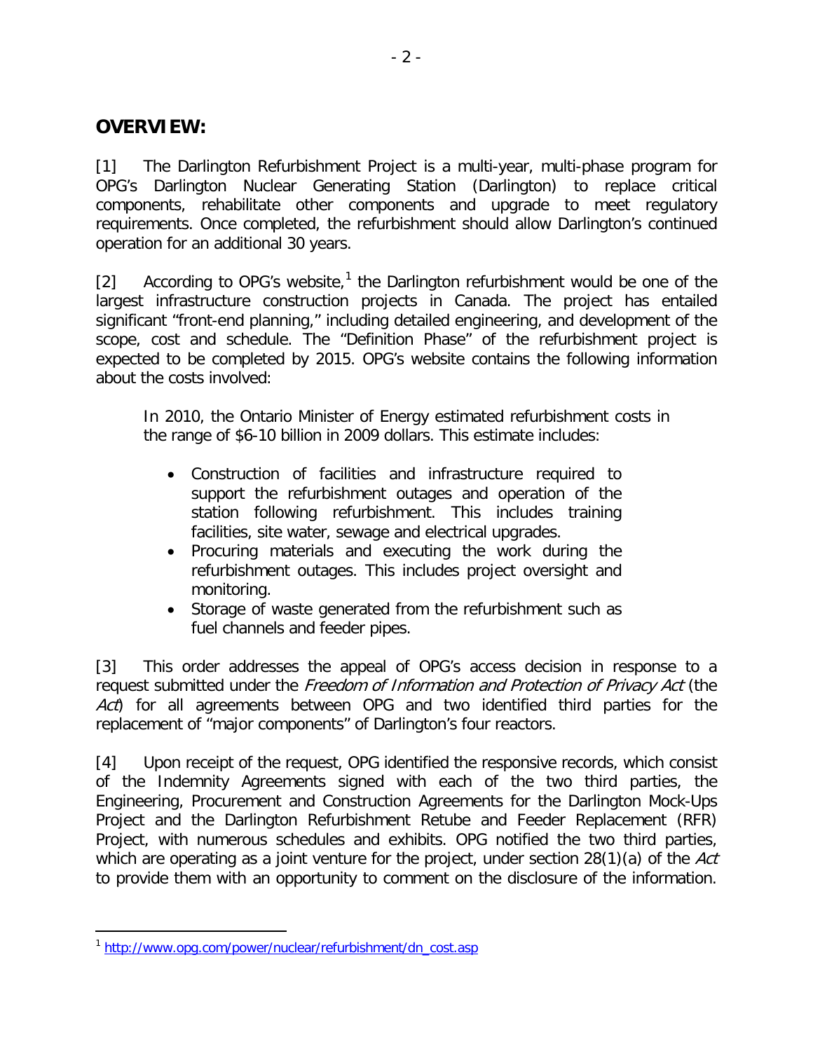## OVERVIEW:

[1] The Darlington Refurbishment Project is a multi-year, multi-phase program for OPG's Darlington Nuclear Generating Station (Darlington) to replace critical components, rehabilitate other components and upgrade to meet regulatory requirements. Once completed, the refurbishment should allow Darlington's continued operation for an additional 30 years.

[2] According to OPG's website,[1] the Darlington refurbishment would be one of the largest infrastructure construction projects in Canada. The project has entailed significant "front-end planning," including detailed engineering, and development of the scope, cost and schedule. The "Definition Phase" of the refurbishment project is expected to be completed by 2015. OPG's website contains the following information about the costs involved:

> In 2010, the Ontario Minister of Energy estimated refurbishment costs in the range of $6-10 billion in 2009 dollars. This estimate includes:
>
> - Construction of facilities and infrastructure required to support the refurbishment outages and operation of the station following refurbishment. This includes training facilities, site water, sewage and electrical upgrades.
> - Procuring materials and executing the work during the refurbishment outages. This includes project oversight and monitoring.
> - Storage of waste generated from the refurbishment such as fuel channels and feeder pipes.

[3] This order addresses the appeal of OPG's access decision in response to a request submitted under the *Freedom of Information and Protection of Privacy Act* (the *Act*) for all agreements between OPG and two identified third parties for the replacement of "major components" of Darlington's four reactors.

[4] Upon receipt of the request, OPG identified the responsive records, which consist of the Indemnity Agreements signed with each of the two third parties, the Engineering, Procurement and Construction Agreements for the Darlington Mock-Ups Project and the Darlington Refurbishment Retube and Feeder Replacement (RFR) Project, with numerous schedules and exhibits. OPG notified the two third parties, which are operating as a joint venture for the project, under section 28(1)(a) of the *Act* to provide them with an opportunity to comment on the disclosure of the information.

---

[1] http://www.opg.com/power/nuclear/refurbishment/dn_cost.asp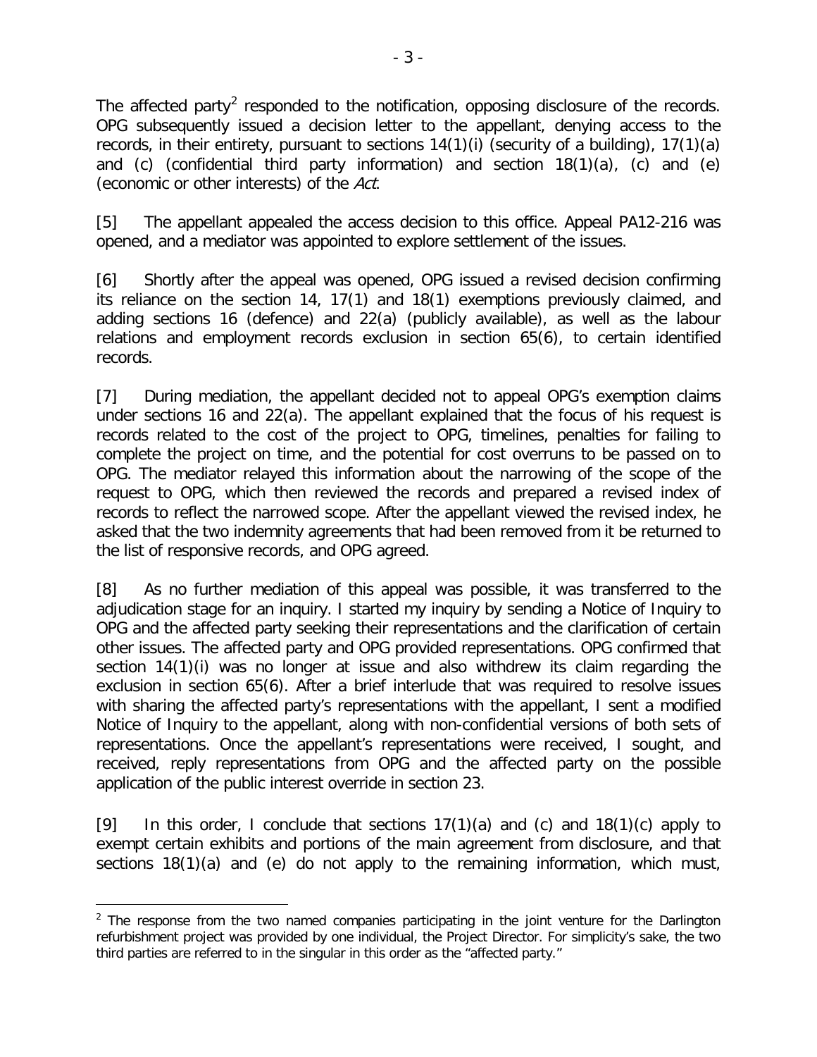The affected party[2] responded to the notification, opposing disclosure of the records. OPG subsequently issued a decision letter to the appellant, denying access to the records, in their entirety, pursuant to sections 14(1)(i) (security of a building), 17(1)(a) and (c) (confidential third party information) and section 18(1)(a), (c) and (e) (economic or other interests) of the *Act*.

[5] The appellant appealed the access decision to this office. Appeal PA12-216 was opened, and a mediator was appointed to explore settlement of the issues.

[6] Shortly after the appeal was opened, OPG issued a revised decision confirming its reliance on the section 14, 17(1) and 18(1) exemptions previously claimed, and adding sections 16 (defence) and 22(a) (publicly available), as well as the labour relations and employment records exclusion in section 65(6), to certain identified records.

[7] During mediation, the appellant decided not to appeal OPG's exemption claims under sections 16 and 22(a). The appellant explained that the focus of his request is records related to the cost of the project to OPG, timelines, penalties for failing to complete the project on time, and the potential for cost overruns to be passed on to OPG. The mediator relayed this information about the narrowing of the scope of the request to OPG, which then reviewed the records and prepared a revised index of records to reflect the narrowed scope. After the appellant viewed the revised index, he asked that the two indemnity agreements that had been removed from it be returned to the list of responsive records, and OPG agreed.

[8] As no further mediation of this appeal was possible, it was transferred to the adjudication stage for an inquiry. I started my inquiry by sending a Notice of Inquiry to OPG and the affected party seeking their representations and the clarification of certain other issues. The affected party and OPG provided representations. OPG confirmed that section 14(1)(i) was no longer at issue and also withdrew its claim regarding the exclusion in section 65(6). After a brief interlude that was required to resolve issues with sharing the affected party's representations with the appellant, I sent a modified Notice of Inquiry to the appellant, along with non-confidential versions of both sets of representations. Once the appellant's representations were received, I sought, and received, reply representations from OPG and the affected party on the possible application of the public interest override in section 23.

[9] In this order, I conclude that sections 17(1)(a) and (c) and 18(1)(c) apply to exempt certain exhibits and portions of the main agreement from disclosure, and that sections 18(1)(a) and (e) do not apply to the remaining information, which must,

---

[2] The response from the two named companies participating in the joint venture for the Darlington refurbishment project was provided by one individual, the Project Director. For simplicity's sake, the two third parties are referred to in the singular in this order as the "affected party."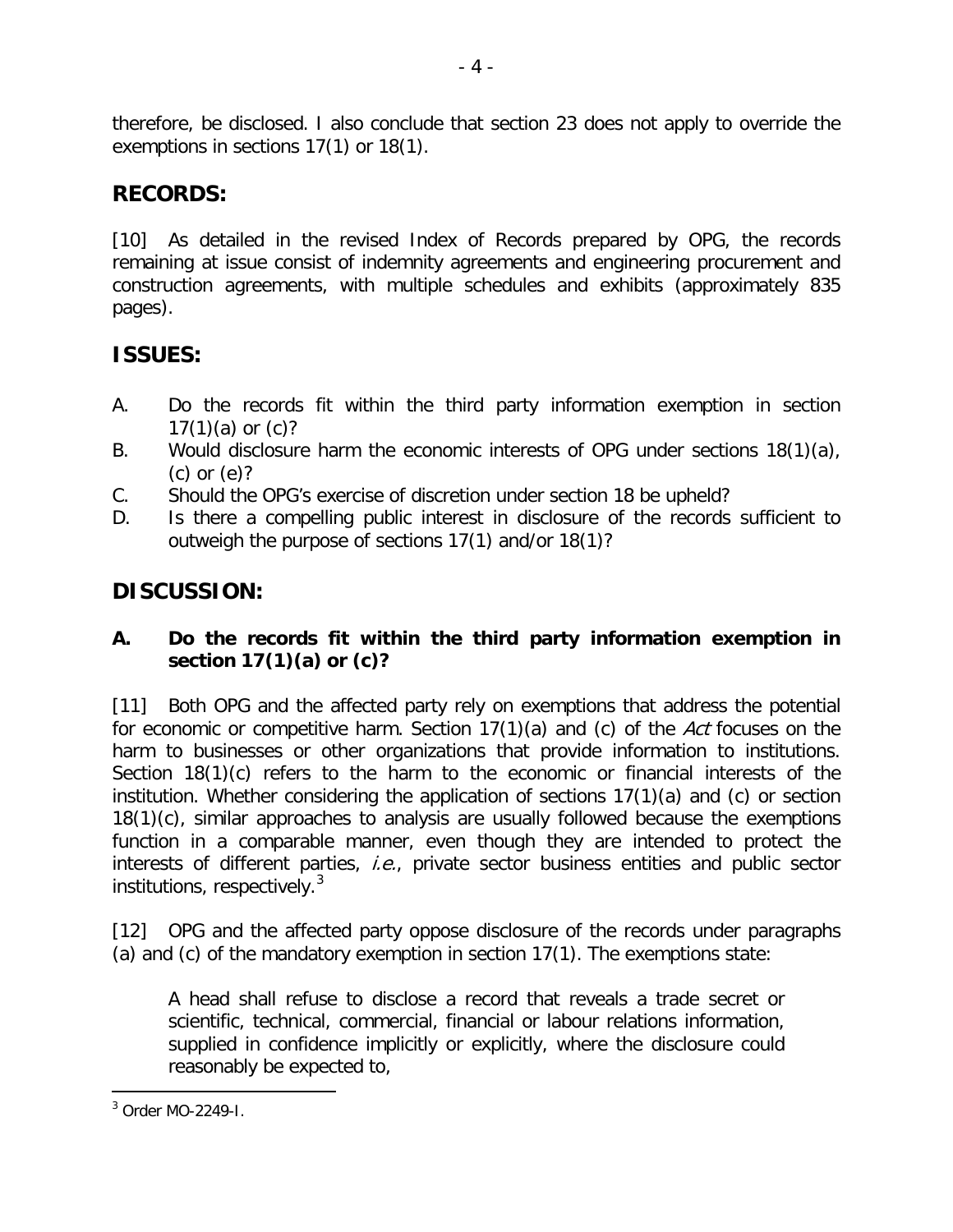therefore, be disclosed. I also conclude that section 23 does not apply to override the exemptions in sections 17(1) or 18(1).

## RECORDS:

[10] As detailed in the revised Index of Records prepared by OPG, the records remaining at issue consist of indemnity agreements and engineering procurement and construction agreements, with multiple schedules and exhibits (approximately 835 pages).

## ISSUES:

A. Do the records fit within the third party information exemption in section 17(1)(a) or (c)?

B. Would disclosure harm the economic interests of OPG under sections 18(1)(a), (c) or (e)?

C. Should the OPG's exercise of discretion under section 18 be upheld?

D. Is there a compelling public interest in disclosure of the records sufficient to outweigh the purpose of sections 17(1) and/or 18(1)?

## DISCUSSION:

### A. Do the records fit within the third party information exemption in section 17(1)(a) or (c)?

[11] Both OPG and the affected party rely on exemptions that address the potential for economic or competitive harm. Section 17(1)(a) and (c) of the *Act* focuses on the harm to businesses or other organizations that provide information to institutions. Section 18(1)(c) refers to the harm to the economic or financial interests of the institution. Whether considering the application of sections 17(1)(a) and (c) or section 18(1)(c), similar approaches to analysis are usually followed because the exemptions function in a comparable manner, even though they are intended to protect the interests of different parties, *i.e.*, private sector business entities and public sector institutions, respectively.[3]

[12] OPG and the affected party oppose disclosure of the records under paragraphs (a) and (c) of the mandatory exemption in section 17(1). The exemptions state:

> A head shall refuse to disclose a record that reveals a trade secret or scientific, technical, commercial, financial or labour relations information, supplied in confidence implicitly or explicitly, where the disclosure could reasonably be expected to,

[3] Order MO-2249-I.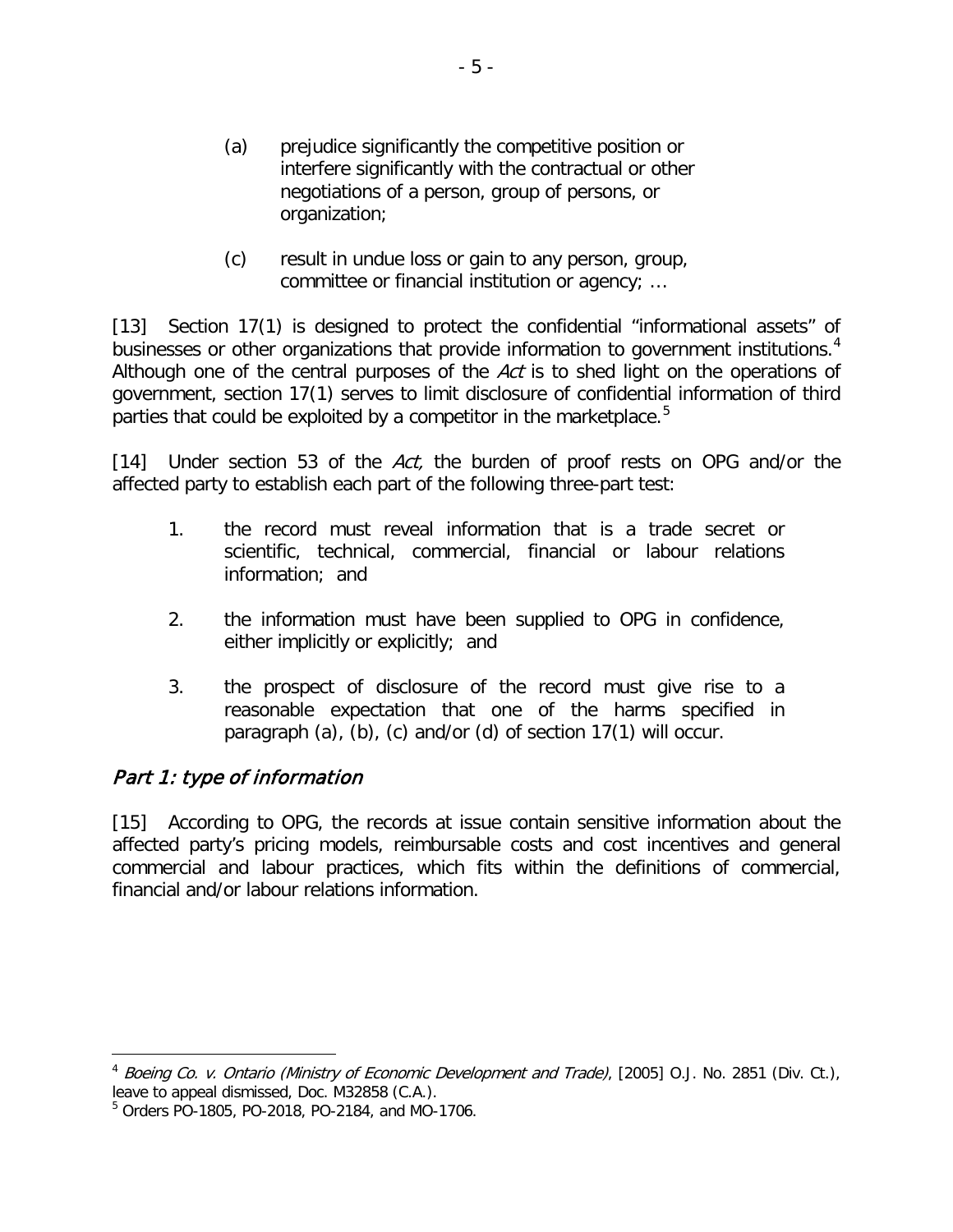(a) prejudice significantly the competitive position or interfere significantly with the contractual or other negotiations of a person, group of persons, or organization;

(c) result in undue loss or gain to any person, group, committee or financial institution or agency; …

[13] Section 17(1) is designed to protect the confidential "informational assets" of businesses or other organizations that provide information to government institutions.[4] Although one of the central purposes of the *Act* is to shed light on the operations of government, section 17(1) serves to limit disclosure of confidential information of third parties that could be exploited by a competitor in the marketplace.[5]

[14] Under section 53 of the *Act,* the burden of proof rests on OPG and/or the affected party to establish each part of the following three-part test:

1. the record must reveal information that is a trade secret or scientific, technical, commercial, financial or labour relations information; and

2. the information must have been supplied to OPG in confidence, either implicitly or explicitly; and

3. the prospect of disclosure of the record must give rise to a reasonable expectation that one of the harms specified in paragraph (a), (b), (c) and/or (d) of section 17(1) will occur.

## *Part 1: type of information*

[15] According to OPG, the records at issue contain sensitive information about the affected party's pricing models, reimbursable costs and cost incentives and general commercial and labour practices, which fits within the definitions of commercial, financial and/or labour relations information.

---

[4] *Boeing Co. v. Ontario (Ministry of Economic Development and Trade)*, [2005] O.J. No. 2851 (Div. Ct.), leave to appeal dismissed, Doc. M32858 (C.A.).

[5] Orders PO-1805, PO-2018, PO-2184, and MO-1706.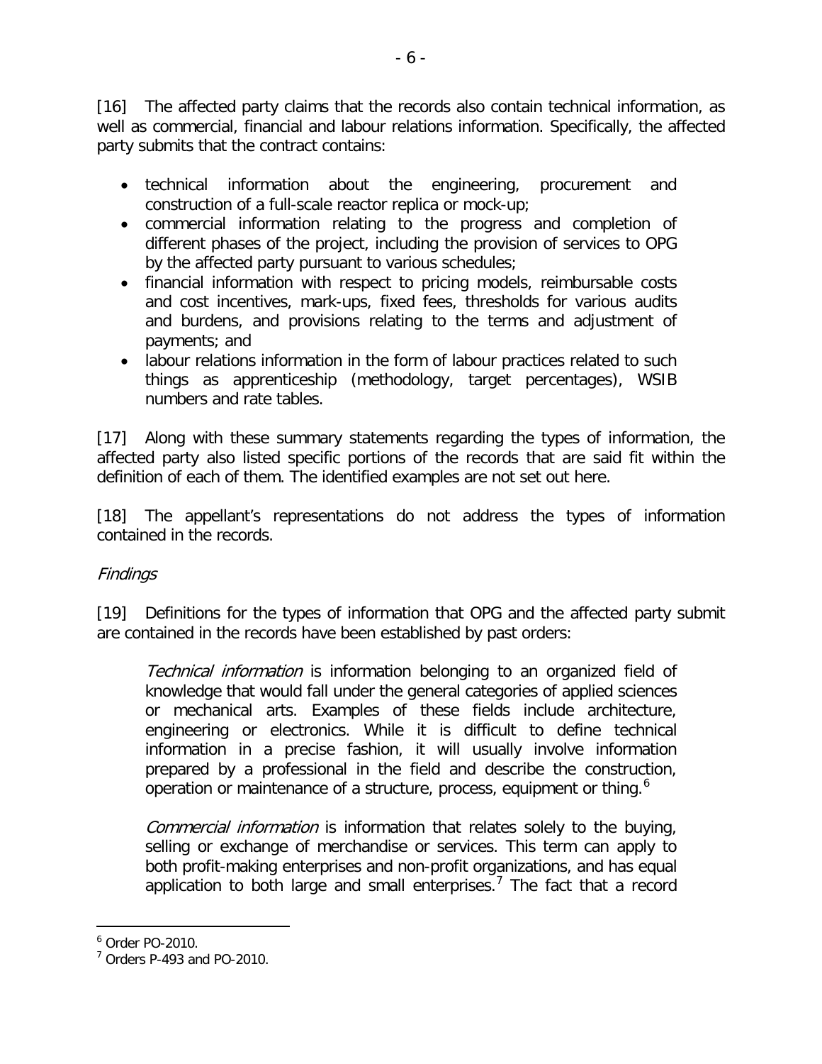[16] The affected party claims that the records also contain technical information, as well as commercial, financial and labour relations information. Specifically, the affected party submits that the contract contains:

- technical information about the engineering, procurement and construction of a full-scale reactor replica or mock-up;
- commercial information relating to the progress and completion of different phases of the project, including the provision of services to OPG by the affected party pursuant to various schedules;
- financial information with respect to pricing models, reimbursable costs and cost incentives, mark-ups, fixed fees, thresholds for various audits and burdens, and provisions relating to the terms and adjustment of payments; and
- labour relations information in the form of labour practices related to such things as apprenticeship (methodology, target percentages), WSIB numbers and rate tables.

[17] Along with these summary statements regarding the types of information, the affected party also listed specific portions of the records that are said fit within the definition of each of them. The identified examples are not set out here.

[18] The appellant's representations do not address the types of information contained in the records.

*Findings*

[19] Definitions for the types of information that OPG and the affected party submit are contained in the records have been established by past orders:

> *Technical information* is information belonging to an organized field of knowledge that would fall under the general categories of applied sciences or mechanical arts. Examples of these fields include architecture, engineering or electronics. While it is difficult to define technical information in a precise fashion, it will usually involve information prepared by a professional in the field and describe the construction, operation or maintenance of a structure, process, equipment or thing.[6]
>
> *Commercial information* is information that relates solely to the buying, selling or exchange of merchandise or services. This term can apply to both profit-making enterprises and non-profit organizations, and has equal application to both large and small enterprises.[7] The fact that a record

---

[6] Order PO-2010.

[7] Orders P-493 and PO-2010.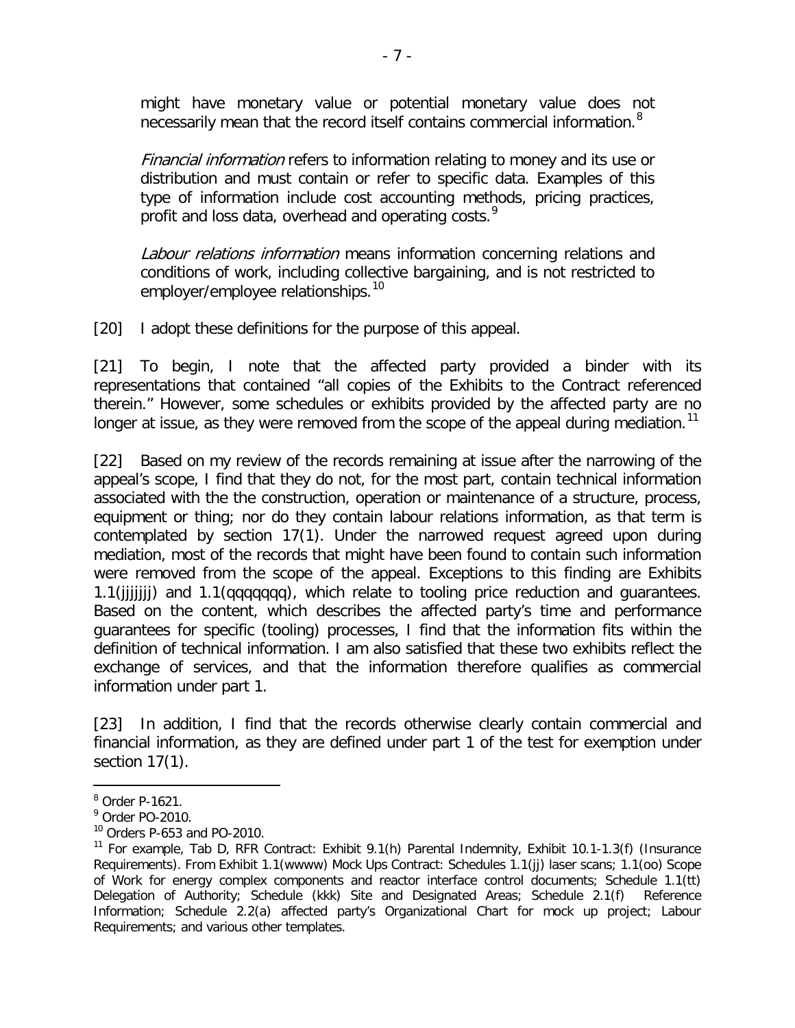might have monetary value or potential monetary value does not necessarily mean that the record itself contains commercial information.[8]

*Financial information* refers to information relating to money and its use or distribution and must contain or refer to specific data. Examples of this type of information include cost accounting methods, pricing practices, profit and loss data, overhead and operating costs.[9]

*Labour relations information* means information concerning relations and conditions of work, including collective bargaining, and is not restricted to employer/employee relationships.[10]

[20] I adopt these definitions for the purpose of this appeal.

[21] To begin, I note that the affected party provided a binder with its representations that contained "all copies of the Exhibits to the Contract referenced therein." However, some schedules or exhibits provided by the affected party are no longer at issue, as they were removed from the scope of the appeal during mediation.[11]

[22] Based on my review of the records remaining at issue after the narrowing of the appeal's scope, I find that they do not, for the most part, contain technical information associated with the the construction, operation or maintenance of a structure, process, equipment or thing; nor do they contain labour relations information, as that term is contemplated by section 17(1). Under the narrowed request agreed upon during mediation, most of the records that might have been found to contain such information were removed from the scope of the appeal. Exceptions to this finding are Exhibits 1.1(jjjjjjj) and 1.1(qqqqqqq), which relate to tooling price reduction and guarantees. Based on the content, which describes the affected party's time and performance guarantees for specific (tooling) processes, I find that the information fits within the definition of technical information. I am also satisfied that these two exhibits reflect the exchange of services, and that the information therefore qualifies as commercial information under part 1.

[23] In addition, I find that the records otherwise clearly contain commercial and financial information, as they are defined under part 1 of the test for exemption under section 17(1).

---

[8] Order P-1621.

[9] Order PO-2010.

[10] Orders P-653 and PO-2010.

[11] For example, Tab D, RFR Contract: Exhibit 9.1(h) Parental Indemnity, Exhibit 10.1-1.3(f) (Insurance Requirements). From Exhibit 1.1(wwww) Mock Ups Contract: Schedules 1.1(jj) laser scans; 1.1(oo) Scope of Work for energy complex components and reactor interface control documents; Schedule 1.1(tt) Delegation of Authority; Schedule (kkk) Site and Designated Areas; Schedule 2.1(f) Reference Information; Schedule 2.2(a) affected party's Organizational Chart for mock up project; Labour Requirements; and various other templates.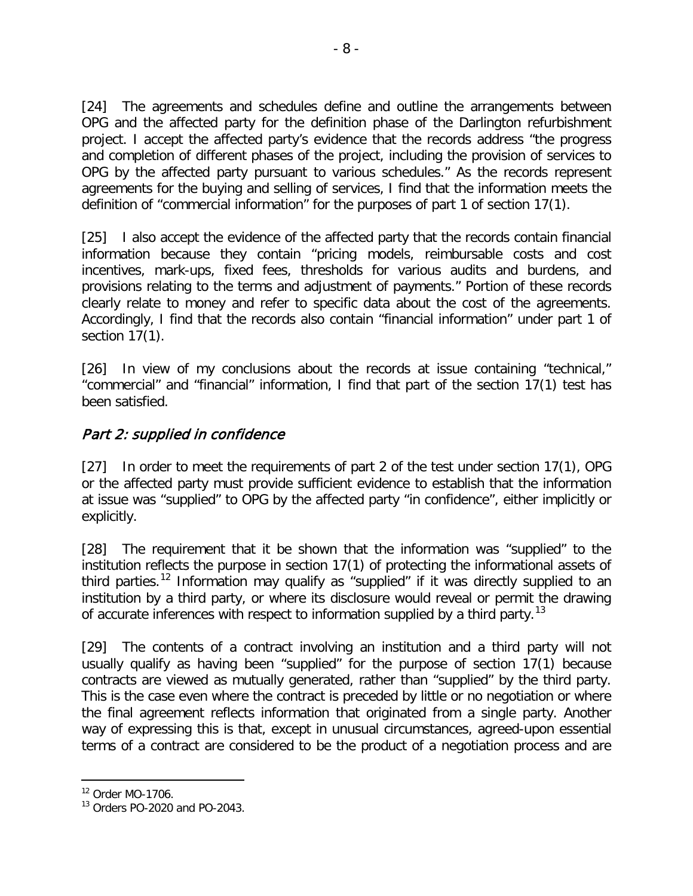[24] The agreements and schedules define and outline the arrangements between OPG and the affected party for the definition phase of the Darlington refurbishment project. I accept the affected party's evidence that the records address "the progress and completion of different phases of the project, including the provision of services to OPG by the affected party pursuant to various schedules." As the records represent agreements for the buying and selling of services, I find that the information meets the definition of "commercial information" for the purposes of part 1 of section 17(1).

[25] I also accept the evidence of the affected party that the records contain financial information because they contain "pricing models, reimbursable costs and cost incentives, mark-ups, fixed fees, thresholds for various audits and burdens, and provisions relating to the terms and adjustment of payments." Portion of these records clearly relate to money and refer to specific data about the cost of the agreements. Accordingly, I find that the records also contain "financial information" under part 1 of section 17(1).

[26] In view of my conclusions about the records at issue containing "technical," "commercial" and "financial" information, I find that part of the section 17(1) test has been satisfied.

## *Part 2: supplied in confidence*

[27] In order to meet the requirements of part 2 of the test under section 17(1), OPG or the affected party must provide sufficient evidence to establish that the information at issue was "supplied" to OPG by the affected party "in confidence", either implicitly or explicitly.

[28] The requirement that it be shown that the information was "supplied" to the institution reflects the purpose in section 17(1) of protecting the informational assets of third parties.[12] Information may qualify as "supplied" if it was directly supplied to an institution by a third party, or where its disclosure would reveal or permit the drawing of accurate inferences with respect to information supplied by a third party.[13]

[29] The contents of a contract involving an institution and a third party will not usually qualify as having been "supplied" for the purpose of section 17(1) because contracts are viewed as mutually generated, rather than "supplied" by the third party. This is the case even where the contract is preceded by little or no negotiation or where the final agreement reflects information that originated from a single party. Another way of expressing this is that, except in unusual circumstances, agreed-upon essential terms of a contract are considered to be the product of a negotiation process and are

---

[12] Order MO-1706.

[13] Orders PO-2020 and PO-2043.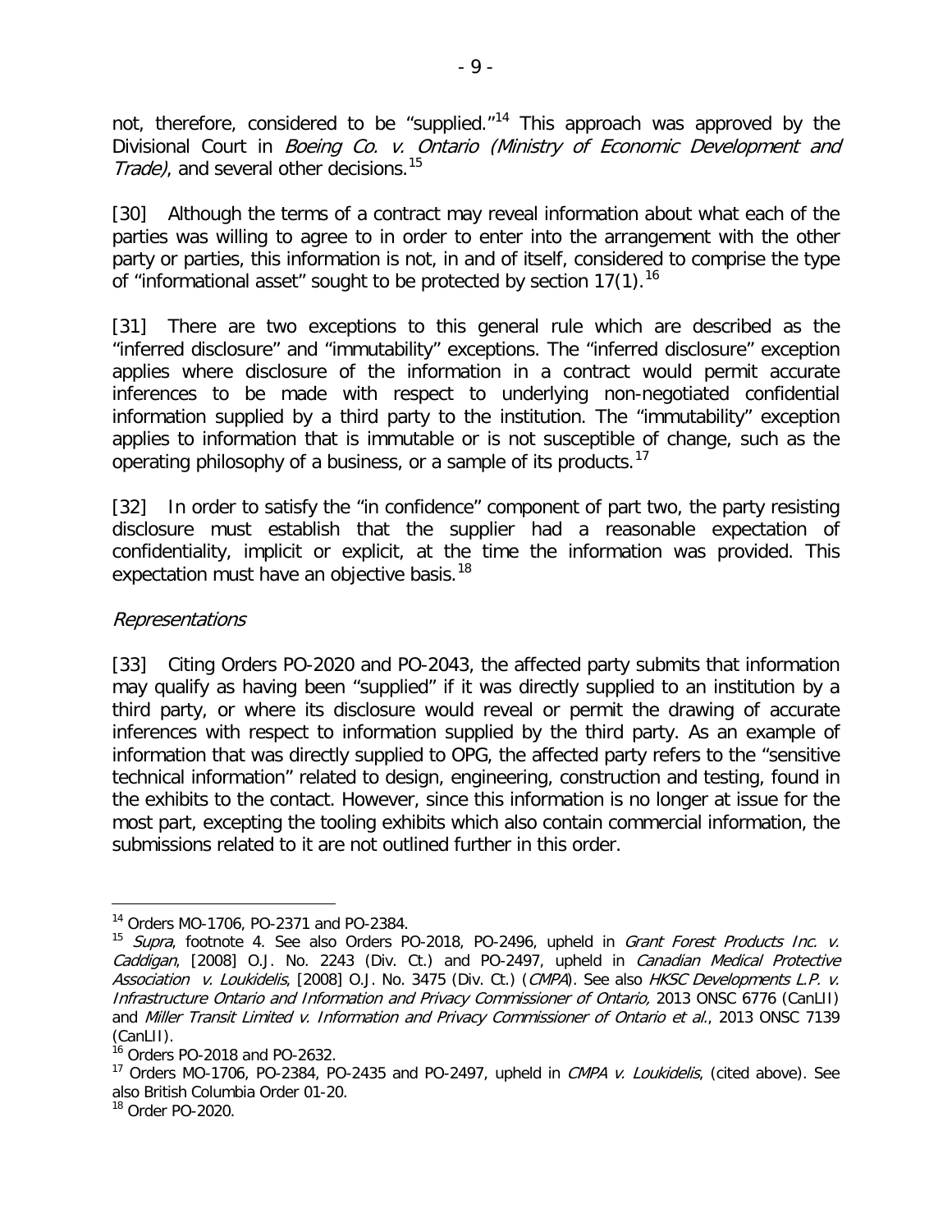not, therefore, considered to be "supplied."[14] This approach was approved by the Divisional Court in *Boeing Co. v. Ontario (Ministry of Economic Development and Trade)*, and several other decisions.[15]

[30] Although the terms of a contract may reveal information about what each of the parties was willing to agree to in order to enter into the arrangement with the other party or parties, this information is not, in and of itself, considered to comprise the type of "informational asset" sought to be protected by section 17(1).[16]

[31] There are two exceptions to this general rule which are described as the "inferred disclosure" and "immutability" exceptions. The "inferred disclosure" exception applies where disclosure of the information in a contract would permit accurate inferences to be made with respect to underlying non-negotiated confidential information supplied by a third party to the institution. The "immutability" exception applies to information that is immutable or is not susceptible of change, such as the operating philosophy of a business, or a sample of its products.[17]

[32] In order to satisfy the "in confidence" component of part two, the party resisting disclosure must establish that the supplier had a reasonable expectation of confidentiality, implicit or explicit, at the time the information was provided. This expectation must have an objective basis.[18]

*Representations*

[33] Citing Orders PO-2020 and PO-2043, the affected party submits that information may qualify as having been "supplied" if it was directly supplied to an institution by a third party, or where its disclosure would reveal or permit the drawing of accurate inferences with respect to information supplied by the third party. As an example of information that was directly supplied to OPG, the affected party refers to the "sensitive technical information" related to design, engineering, construction and testing, found in the exhibits to the contact. However, since this information is no longer at issue for the most part, excepting the tooling exhibits which also contain commercial information, the submissions related to it are not outlined further in this order.

---

[14] Orders MO-1706, PO-2371 and PO-2384.

[15] *Supra*, footnote 4. See also Orders PO-2018, PO-2496, upheld in *Grant Forest Products Inc. v. Caddigan*, [2008] O.J. No. 2243 (Div. Ct.) and PO-2497, upheld in *Canadian Medical Protective Association v. Loukidelis*, [2008] O.J. No. 3475 (Div. Ct.) (*CMPA*). See also *HKSC Developments L.P. v. Infrastructure Ontario and Information and Privacy Commissioner of Ontario,* 2013 ONSC 6776 (CanLII) and *Miller Transit Limited v. Information and Privacy Commissioner of Ontario et al.*, 2013 ONSC 7139 (CanLII).

[16] Orders PO-2018 and PO-2632.

[17] Orders MO-1706, PO-2384, PO-2435 and PO-2497, upheld in *CMPA v. Loukidelis*, (cited above). See also British Columbia Order 01-20.

[18] Order PO-2020.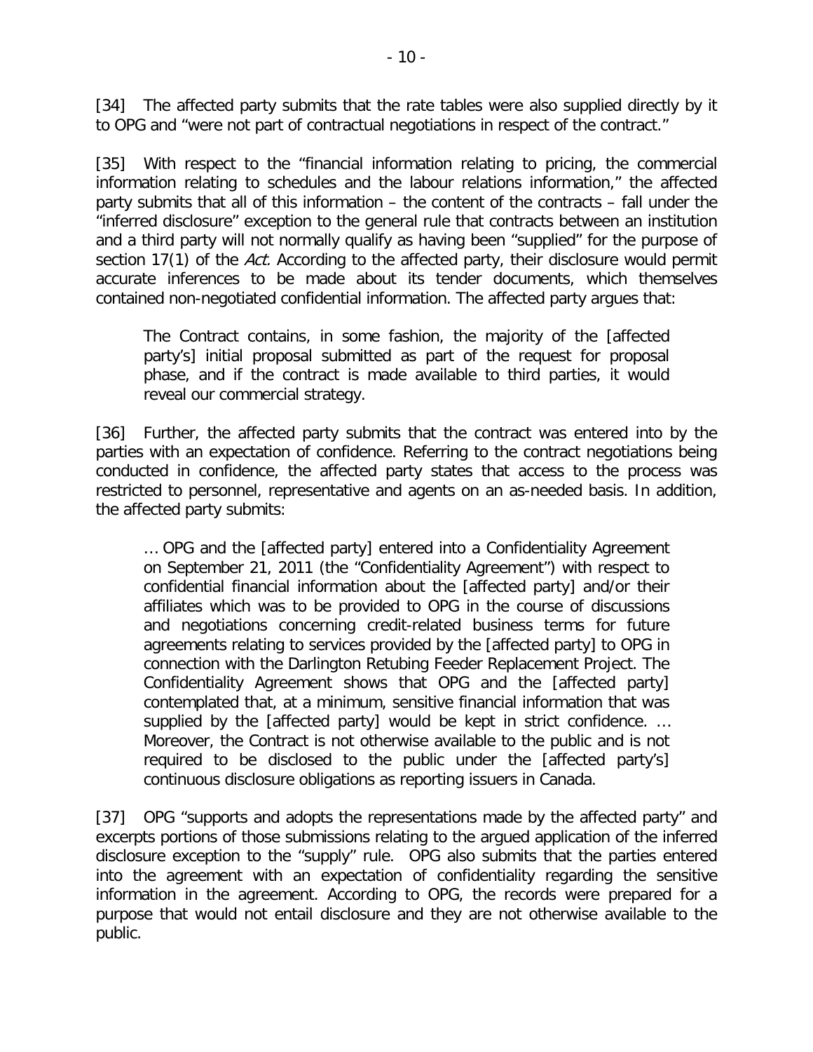[34] The affected party submits that the rate tables were also supplied directly by it to OPG and "were not part of contractual negotiations in respect of the contract."

[35] With respect to the "financial information relating to pricing, the commercial information relating to schedules and the labour relations information," the affected party submits that all of this information – the content of the contracts – fall under the "inferred disclosure" exception to the general rule that contracts between an institution and a third party will not normally qualify as having been "supplied" for the purpose of section 17(1) of the *Act.* According to the affected party, their disclosure would permit accurate inferences to be made about its tender documents, which themselves contained non-negotiated confidential information. The affected party argues that:

> The Contract contains, in some fashion, the majority of the [affected party's] initial proposal submitted as part of the request for proposal phase, and if the contract is made available to third parties, it would reveal our commercial strategy.

[36] Further, the affected party submits that the contract was entered into by the parties with an expectation of confidence. Referring to the contract negotiations being conducted in confidence, the affected party states that access to the process was restricted to personnel, representative and agents on an as-needed basis. In addition, the affected party submits:

> … OPG and the [affected party] entered into a Confidentiality Agreement on September 21, 2011 (the "Confidentiality Agreement") with respect to confidential financial information about the [affected party] and/or their affiliates which was to be provided to OPG in the course of discussions and negotiations concerning credit-related business terms for future agreements relating to services provided by the [affected party] to OPG in connection with the Darlington Retubing Feeder Replacement Project. The Confidentiality Agreement shows that OPG and the [affected party] contemplated that, at a minimum, sensitive financial information that was supplied by the [affected party] would be kept in strict confidence. … Moreover, the Contract is not otherwise available to the public and is not required to be disclosed to the public under the [affected party's] continuous disclosure obligations as reporting issuers in Canada.

[37] OPG "supports and adopts the representations made by the affected party" and excerpts portions of those submissions relating to the argued application of the inferred disclosure exception to the "supply" rule. OPG also submits that the parties entered into the agreement with an expectation of confidentiality regarding the sensitive information in the agreement. According to OPG, the records were prepared for a purpose that would not entail disclosure and they are not otherwise available to the public.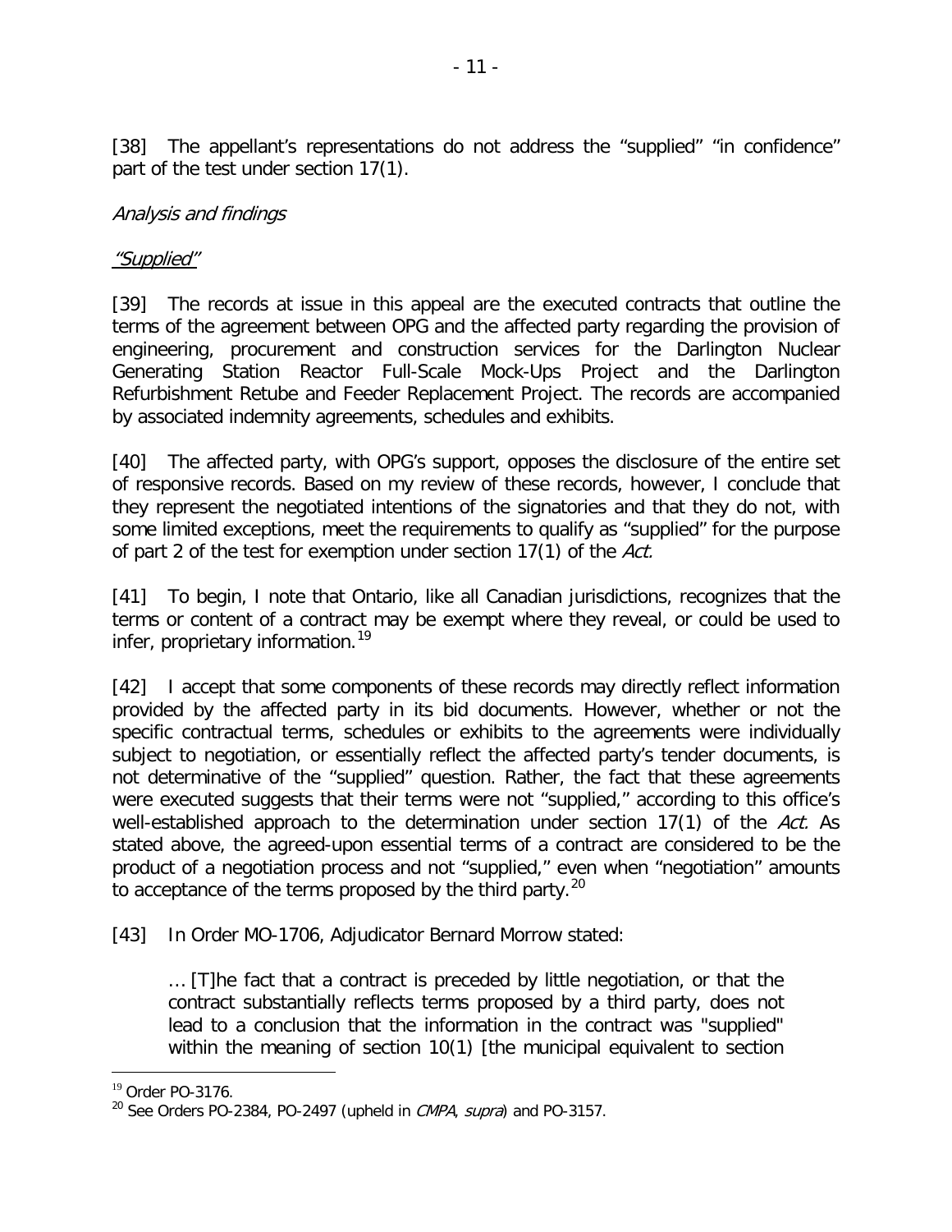[38] The appellant's representations do not address the "supplied" "in confidence" part of the test under section 17(1).

*Analysis and findings*

*"Supplied"*

[39] The records at issue in this appeal are the executed contracts that outline the terms of the agreement between OPG and the affected party regarding the provision of engineering, procurement and construction services for the Darlington Nuclear Generating Station Reactor Full-Scale Mock-Ups Project and the Darlington Refurbishment Retube and Feeder Replacement Project. The records are accompanied by associated indemnity agreements, schedules and exhibits.

[40] The affected party, with OPG's support, opposes the disclosure of the entire set of responsive records. Based on my review of these records, however, I conclude that they represent the negotiated intentions of the signatories and that they do not, with some limited exceptions, meet the requirements to qualify as "supplied" for the purpose of part 2 of the test for exemption under section 17(1) of the *Act.*

[41] To begin, I note that Ontario, like all Canadian jurisdictions, recognizes that the terms or content of a contract may be exempt where they reveal, or could be used to infer, proprietary information.[19]

[42] I accept that some components of these records may directly reflect information provided by the affected party in its bid documents. However, whether or not the specific contractual terms, schedules or exhibits to the agreements were individually subject to negotiation, or essentially reflect the affected party's tender documents, is not determinative of the "supplied" question. Rather, the fact that these agreements were executed suggests that their terms were not "supplied," according to this office's well-established approach to the determination under section 17(1) of the *Act.* As stated above, the agreed-upon essential terms of a contract are considered to be the product of a negotiation process and not "supplied," even when "negotiation" amounts to acceptance of the terms proposed by the third party.[20]

[43] In Order MO-1706, Adjudicator Bernard Morrow stated:

> … [T]he fact that a contract is preceded by little negotiation, or that the contract substantially reflects terms proposed by a third party, does not lead to a conclusion that the information in the contract was "supplied" within the meaning of section 10(1) [the municipal equivalent to section

---

[19] Order PO-3176.

[20] See Orders PO-2384, PO-2497 (upheld in *CMPA*, *supra*) and PO-3157.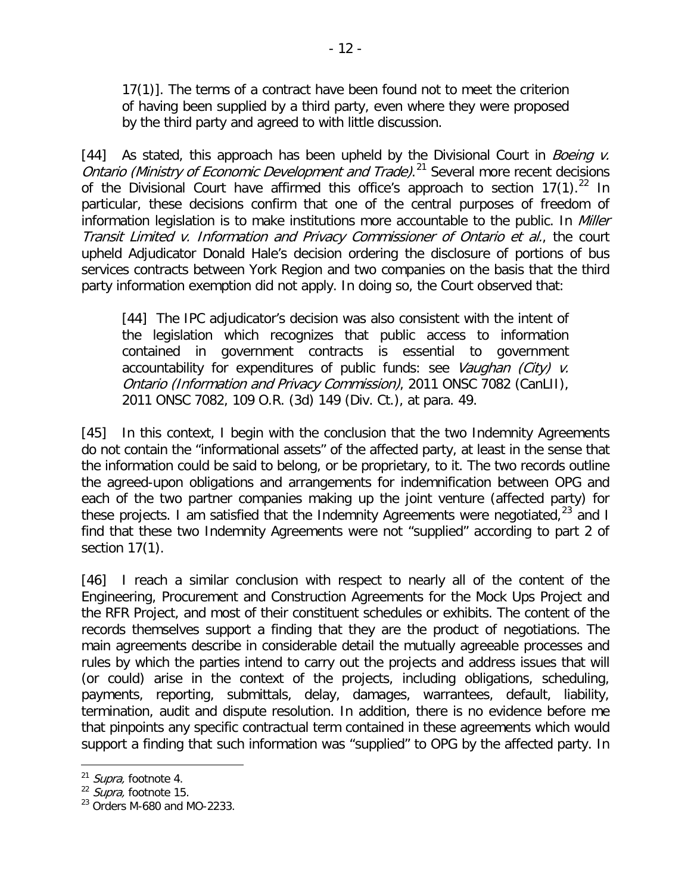17(1)]. The terms of a contract have been found not to meet the criterion of having been supplied by a third party, even where they were proposed by the third party and agreed to with little discussion.

[44] As stated, this approach has been upheld by the Divisional Court in *Boeing v. Ontario (Ministry of Economic Development and Trade)*.[21] Several more recent decisions of the Divisional Court have affirmed this office's approach to section 17(1).[22] In particular, these decisions confirm that one of the central purposes of freedom of information legislation is to make institutions more accountable to the public. In *Miller Transit Limited v. Information and Privacy Commissioner of Ontario et al.*, the court upheld Adjudicator Donald Hale's decision ordering the disclosure of portions of bus services contracts between York Region and two companies on the basis that the third party information exemption did not apply. In doing so, the Court observed that:

> [44] The IPC adjudicator's decision was also consistent with the intent of the legislation which recognizes that public access to information contained in government contracts is essential to government accountability for expenditures of public funds: see *Vaughan (City) v. Ontario (Information and Privacy Commission)*, 2011 ONSC 7082 (CanLII), 2011 ONSC 7082, 109 O.R. (3d) 149 (Div. Ct.), at para. 49.

[45] In this context, I begin with the conclusion that the two Indemnity Agreements do not contain the "informational assets" of the affected party, at least in the sense that the information could be said to belong, or be proprietary, to it. The two records outline the agreed-upon obligations and arrangements for indemnification between OPG and each of the two partner companies making up the joint venture (affected party) for these projects. I am satisfied that the Indemnity Agreements were negotiated,[23] and I find that these two Indemnity Agreements were not "supplied" according to part 2 of section 17(1).

[46] I reach a similar conclusion with respect to nearly all of the content of the Engineering, Procurement and Construction Agreements for the Mock Ups Project and the RFR Project, and most of their constituent schedules or exhibits. The content of the records themselves support a finding that they are the product of negotiations. The main agreements describe in considerable detail the mutually agreeable processes and rules by which the parties intend to carry out the projects and address issues that will (or could) arise in the context of the projects, including obligations, scheduling, payments, reporting, submittals, delay, damages, warrantees, default, liability, termination, audit and dispute resolution. In addition, there is no evidence before me that pinpoints any specific contractual term contained in these agreements which would support a finding that such information was "supplied" to OPG by the affected party. In

---

[21] *Supra,* footnote 4.

[22] *Supra,* footnote 15.

[23] Orders M-680 and MO-2233.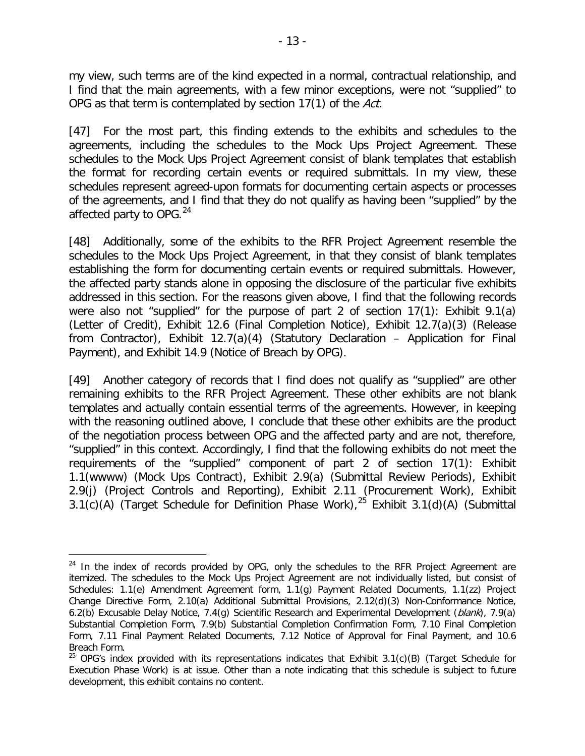my view, such terms are of the kind expected in a normal, contractual relationship, and I find that the main agreements, with a few minor exceptions, were not "supplied" to OPG as that term is contemplated by section 17(1) of the *Act*.

[47] For the most part, this finding extends to the exhibits and schedules to the agreements, including the schedules to the Mock Ups Project Agreement. These schedules to the Mock Ups Project Agreement consist of blank templates that establish the format for recording certain events or required submittals. In my view, these schedules represent agreed-upon formats for documenting certain aspects or processes of the agreements, and I find that they do not qualify as having been "supplied" by the affected party to OPG.[24]

[48] Additionally, some of the exhibits to the RFR Project Agreement resemble the schedules to the Mock Ups Project Agreement, in that they consist of blank templates establishing the form for documenting certain events or required submittals. However, the affected party stands alone in opposing the disclosure of the particular five exhibits addressed in this section. For the reasons given above, I find that the following records were also not "supplied" for the purpose of part 2 of section 17(1): Exhibit 9.1(a) (Letter of Credit), Exhibit 12.6 (Final Completion Notice), Exhibit 12.7(a)(3) (Release from Contractor), Exhibit 12.7(a)(4) (Statutory Declaration – Application for Final Payment), and Exhibit 14.9 (Notice of Breach by OPG).

[49] Another category of records that I find does not qualify as "supplied" are other remaining exhibits to the RFR Project Agreement. These other exhibits are not blank templates and actually contain essential terms of the agreements. However, in keeping with the reasoning outlined above, I conclude that these other exhibits are the product of the negotiation process between OPG and the affected party and are not, therefore, "supplied" in this context. Accordingly, I find that the following exhibits do not meet the requirements of the "supplied" component of part 2 of section 17(1): Exhibit 1.1(wwww) (Mock Ups Contract), Exhibit 2.9(a) (Submittal Review Periods), Exhibit 2.9(j) (Project Controls and Reporting), Exhibit 2.11 (Procurement Work), Exhibit 3.1(c)(A) (Target Schedule for Definition Phase Work),[25] Exhibit 3.1(d)(A) (Submittal

---

[24] In the index of records provided by OPG, only the schedules to the RFR Project Agreement are itemized. The schedules to the Mock Ups Project Agreement are not individually listed, but consist of Schedules: 1.1(e) Amendment Agreement form, 1.1(g) Payment Related Documents, 1.1(zz) Project Change Directive Form, 2.10(a) Additional Submittal Provisions, 2.12(d)(3) Non-Conformance Notice, 6.2(b) Excusable Delay Notice, 7.4(g) Scientific Research and Experimental Development (*blank*), 7.9(a) Substantial Completion Form, 7.9(b) Substantial Completion Confirmation Form, 7.10 Final Completion Form, 7.11 Final Payment Related Documents, 7.12 Notice of Approval for Final Payment, and 10.6 Breach Form.

[25] OPG's index provided with its representations indicates that Exhibit 3.1(c)(B) (Target Schedule for Execution Phase Work) is at issue. Other than a note indicating that this schedule is subject to future development, this exhibit contains no content.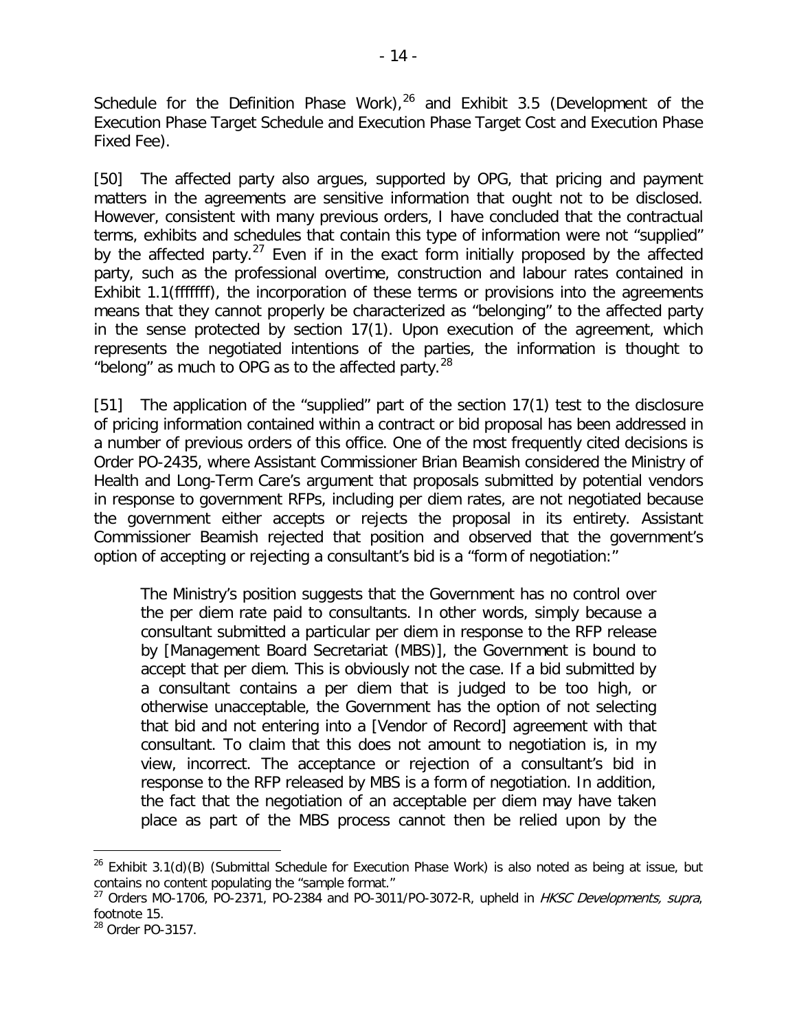Schedule for the Definition Phase Work),[26] and Exhibit 3.5 (Development of the Execution Phase Target Schedule and Execution Phase Target Cost and Execution Phase Fixed Fee).

[50] The affected party also argues, supported by OPG, that pricing and payment matters in the agreements are sensitive information that ought not to be disclosed. However, consistent with many previous orders, I have concluded that the contractual terms, exhibits and schedules that contain this type of information were not "supplied" by the affected party.[27] Even if in the exact form initially proposed by the affected party, such as the professional overtime, construction and labour rates contained in Exhibit 1.1(fffffff), the incorporation of these terms or provisions into the agreements means that they cannot properly be characterized as "belonging" to the affected party in the sense protected by section 17(1). Upon execution of the agreement, which represents the negotiated intentions of the parties, the information is thought to "belong" as much to OPG as to the affected party.[28]

[51] The application of the "supplied" part of the section 17(1) test to the disclosure of pricing information contained within a contract or bid proposal has been addressed in a number of previous orders of this office. One of the most frequently cited decisions is Order PO-2435, where Assistant Commissioner Brian Beamish considered the Ministry of Health and Long-Term Care's argument that proposals submitted by potential vendors in response to government RFPs, including per diem rates, are not negotiated because the government either accepts or rejects the proposal in its entirety. Assistant Commissioner Beamish rejected that position and observed that the government's option of accepting or rejecting a consultant's bid is a "form of negotiation:"

> The Ministry's position suggests that the Government has no control over the per diem rate paid to consultants. In other words, simply because a consultant submitted a particular per diem in response to the RFP release by [Management Board Secretariat (MBS)], the Government is bound to accept that per diem. This is obviously not the case. If a bid submitted by a consultant contains a per diem that is judged to be too high, or otherwise unacceptable, the Government has the option of not selecting that bid and not entering into a [Vendor of Record] agreement with that consultant. To claim that this does not amount to negotiation is, in my view, incorrect. The acceptance or rejection of a consultant's bid in response to the RFP released by MBS is a form of negotiation. In addition, the fact that the negotiation of an acceptable per diem may have taken place as part of the MBS process cannot then be relied upon by the

---

[26] Exhibit 3.1(d)(B) (Submittal Schedule for Execution Phase Work) is also noted as being at issue, but contains no content populating the "sample format."

[27] Orders MO-1706, PO-2371, PO-2384 and PO-3011/PO-3072-R, upheld in *HKSC Developments*, *supra*, footnote 15.

[28] Order PO-3157.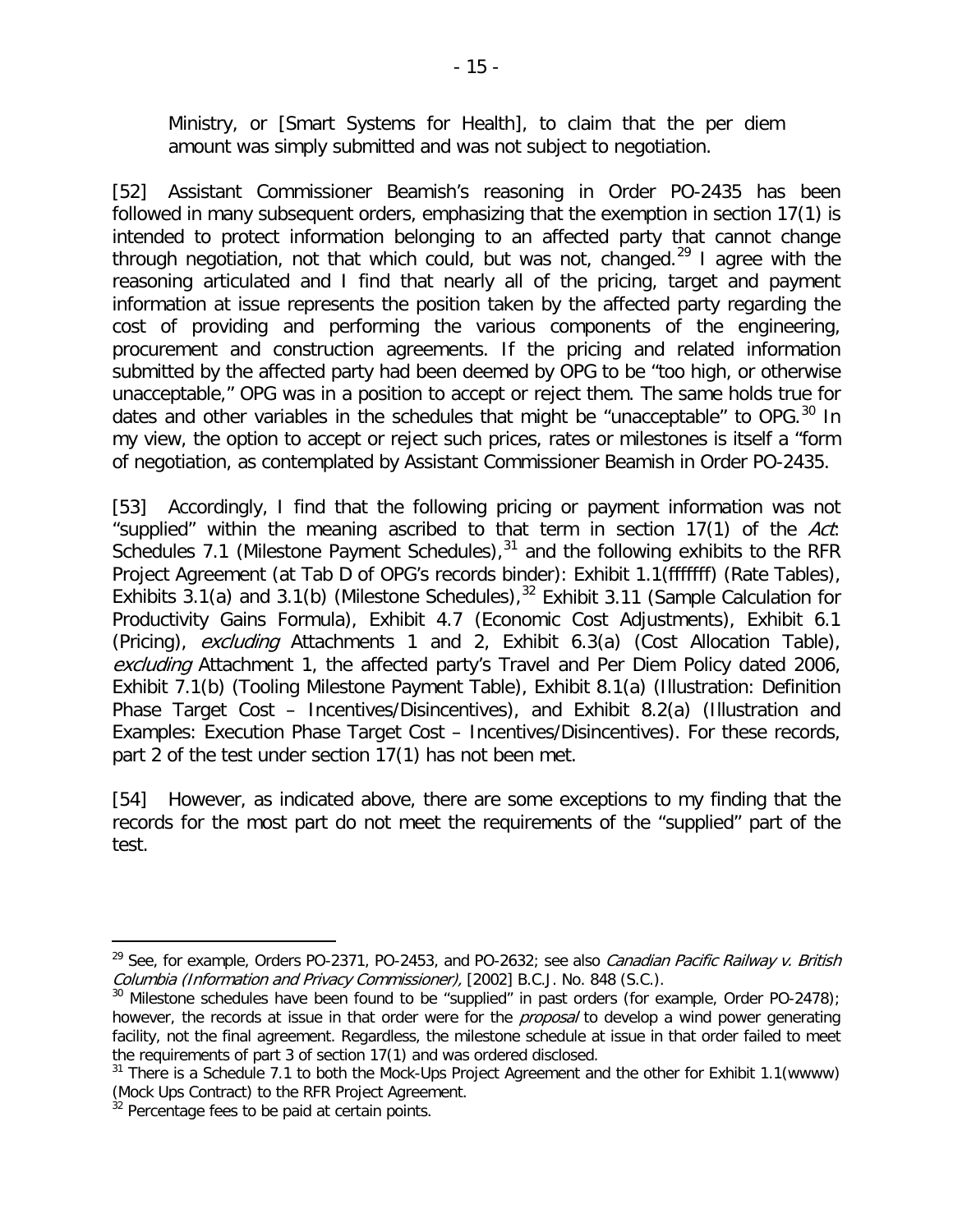Ministry, or [Smart Systems for Health], to claim that the per diem amount was simply submitted and was not subject to negotiation.

[52] Assistant Commissioner Beamish's reasoning in Order PO-2435 has been followed in many subsequent orders, emphasizing that the exemption in section 17(1) is intended to protect information belonging to an affected party that cannot change through negotiation, not that which could, but was not, changed.[29] I agree with the reasoning articulated and I find that nearly all of the pricing, target and payment information at issue represents the position taken by the affected party regarding the cost of providing and performing the various components of the engineering, procurement and construction agreements. If the pricing and related information submitted by the affected party had been deemed by OPG to be "too high, or otherwise unacceptable," OPG was in a position to accept or reject them. The same holds true for dates and other variables in the schedules that might be "unacceptable" to OPG.[30] In my view, the option to accept or reject such prices, rates or milestones is itself a "form of negotiation, as contemplated by Assistant Commissioner Beamish in Order PO-2435.

[53] Accordingly, I find that the following pricing or payment information was not "supplied" within the meaning ascribed to that term in section 17(1) of the *Act*: Schedules 7.1 (Milestone Payment Schedules),[31] and the following exhibits to the RFR Project Agreement (at Tab D of OPG's records binder): Exhibit 1.1(fffffff) (Rate Tables), Exhibits 3.1(a) and 3.1(b) (Milestone Schedules),[32] Exhibit 3.11 (Sample Calculation for Productivity Gains Formula), Exhibit 4.7 (Economic Cost Adjustments), Exhibit 6.1 (Pricing), *excluding* Attachments 1 and 2, Exhibit 6.3(a) (Cost Allocation Table), *excluding* Attachment 1, the affected party's Travel and Per Diem Policy dated 2006, Exhibit 7.1(b) (Tooling Milestone Payment Table), Exhibit 8.1(a) (Illustration: Definition Phase Target Cost – Incentives/Disincentives), and Exhibit 8.2(a) (Illustration and Examples: Execution Phase Target Cost – Incentives/Disincentives). For these records, part 2 of the test under section 17(1) has not been met.

[54] However, as indicated above, there are some exceptions to my finding that the records for the most part do not meet the requirements of the "supplied" part of the test.

---

[29] See, for example, Orders PO-2371, PO-2453, and PO-2632; see also *Canadian Pacific Railway v. British Columbia (Information and Privacy Commissioner),* [2002] B.C.J. No. 848 (S.C.).

[30] Milestone schedules have been found to be "supplied" in past orders (for example, Order PO-2478); however, the records at issue in that order were for the *proposal* to develop a wind power generating facility, not the final agreement. Regardless, the milestone schedule at issue in that order failed to meet the requirements of part 3 of section 17(1) and was ordered disclosed.

[31] There is a Schedule 7.1 to both the Mock-Ups Project Agreement and the other for Exhibit 1.1(wwww) (Mock Ups Contract) to the RFR Project Agreement.

[32] Percentage fees to be paid at certain points.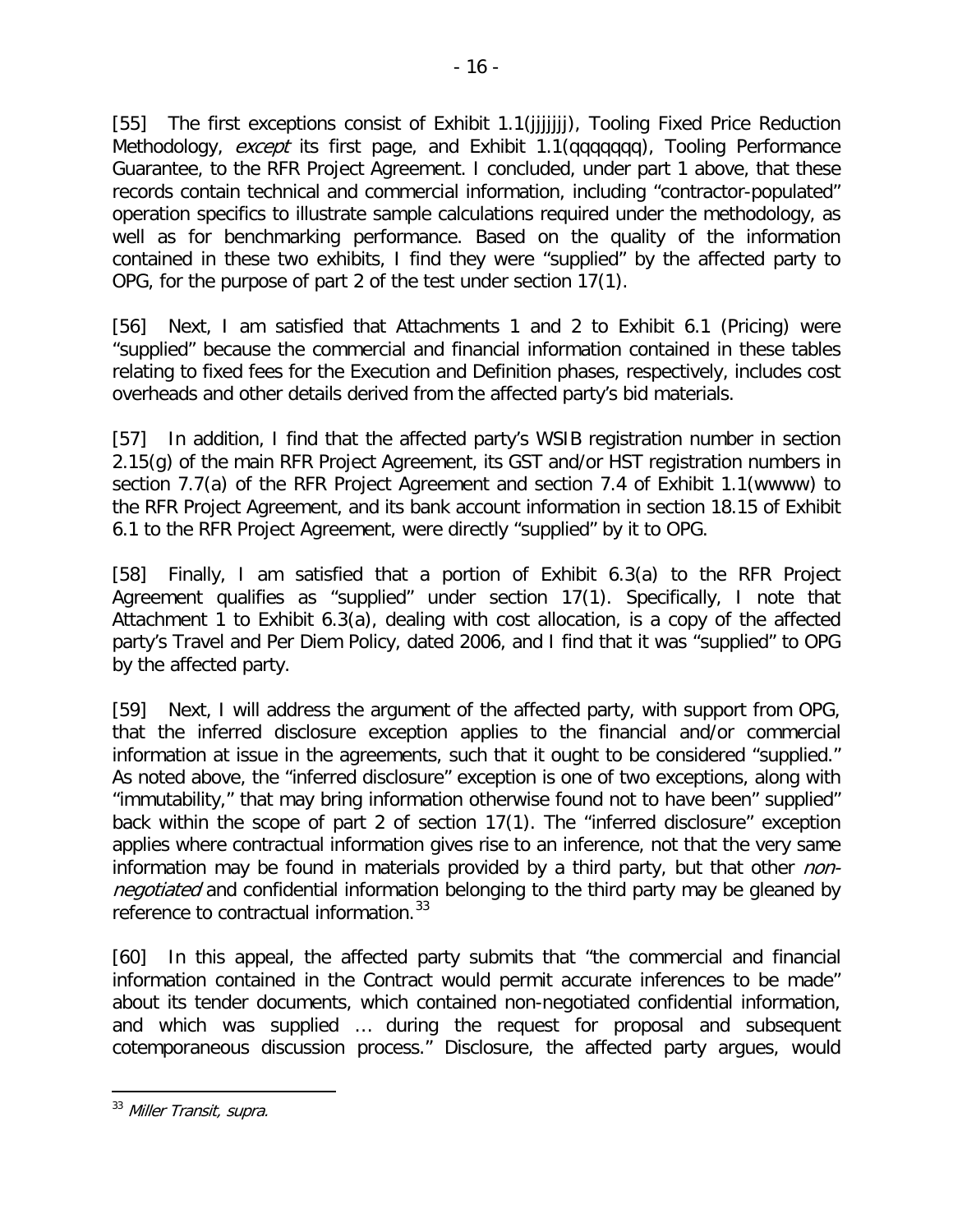[55] The first exceptions consist of Exhibit 1.1(jjjjjjj), Tooling Fixed Price Reduction Methodology, *except* its first page, and Exhibit 1.1(qqqqqqq), Tooling Performance Guarantee, to the RFR Project Agreement. I concluded, under part 1 above, that these records contain technical and commercial information, including "contractor-populated" operation specifics to illustrate sample calculations required under the methodology, as well as for benchmarking performance. Based on the quality of the information contained in these two exhibits, I find they were "supplied" by the affected party to OPG, for the purpose of part 2 of the test under section 17(1).

[56] Next, I am satisfied that Attachments 1 and 2 to Exhibit 6.1 (Pricing) were "supplied" because the commercial and financial information contained in these tables relating to fixed fees for the Execution and Definition phases, respectively, includes cost overheads and other details derived from the affected party's bid materials.

[57] In addition, I find that the affected party's WSIB registration number in section 2.15(g) of the main RFR Project Agreement, its GST and/or HST registration numbers in section 7.7(a) of the RFR Project Agreement and section 7.4 of Exhibit 1.1(wwww) to the RFR Project Agreement, and its bank account information in section 18.15 of Exhibit 6.1 to the RFR Project Agreement, were directly "supplied" by it to OPG.

[58] Finally, I am satisfied that a portion of Exhibit 6.3(a) to the RFR Project Agreement qualifies as "supplied" under section 17(1). Specifically, I note that Attachment 1 to Exhibit 6.3(a), dealing with cost allocation, is a copy of the affected party's Travel and Per Diem Policy, dated 2006, and I find that it was "supplied" to OPG by the affected party.

[59] Next, I will address the argument of the affected party, with support from OPG, that the inferred disclosure exception applies to the financial and/or commercial information at issue in the agreements, such that it ought to be considered "supplied." As noted above, the "inferred disclosure" exception is one of two exceptions, along with "immutability," that may bring information otherwise found not to have been" supplied" back within the scope of part 2 of section 17(1). The "inferred disclosure" exception applies where contractual information gives rise to an inference, not that the very same information may be found in materials provided by a third party, but that other *non-negotiated* and confidential information belonging to the third party may be gleaned by reference to contractual information.[33]

[60] In this appeal, the affected party submits that "the commercial and financial information contained in the Contract would permit accurate inferences to be made" about its tender documents, which contained non-negotiated confidential information, and which was supplied … during the request for proposal and subsequent cotemporaneous discussion process." Disclosure, the affected party argues, would

---

[33] *Miller Transit, supra.*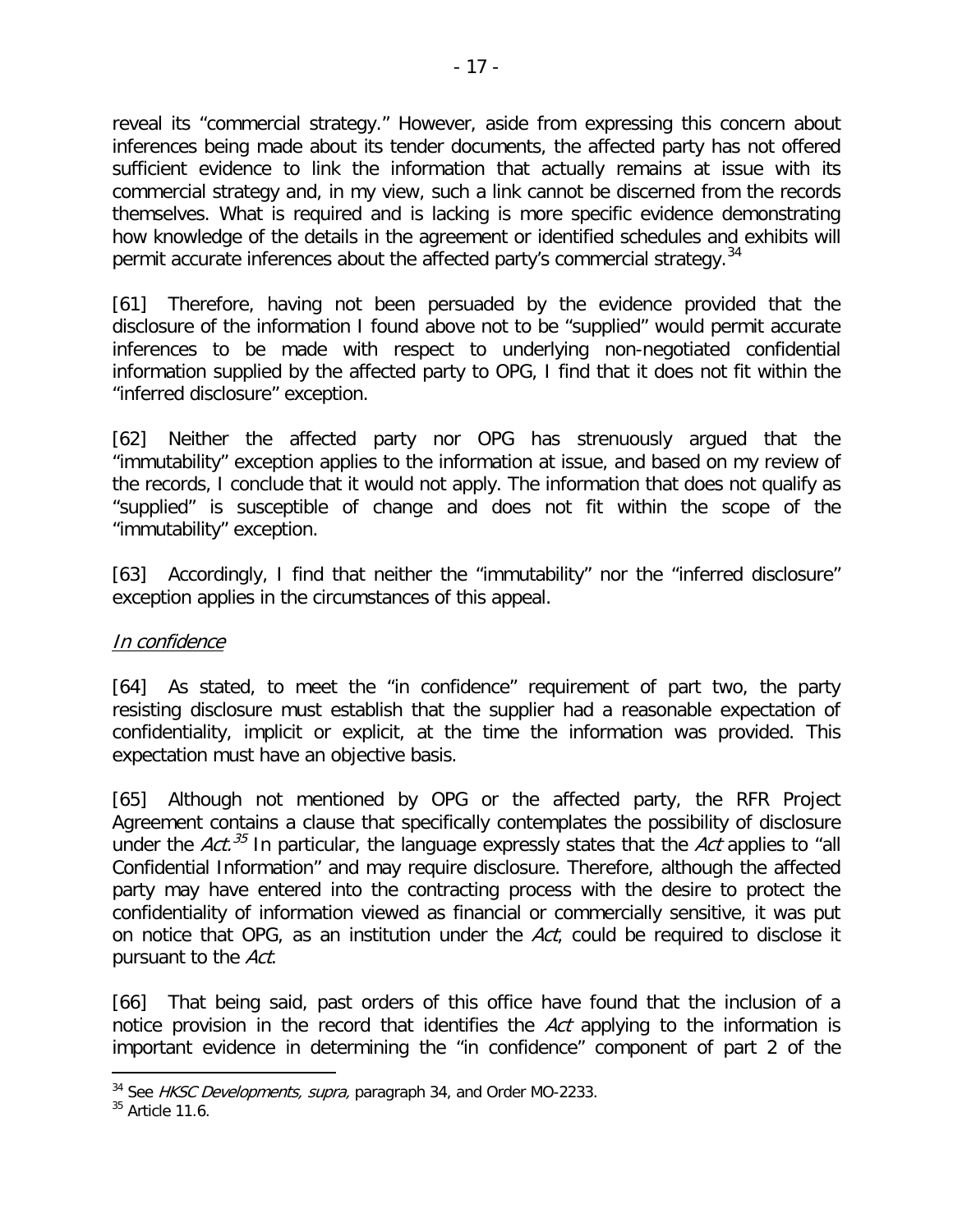reveal its "commercial strategy." However, aside from expressing this concern about inferences being made about its tender documents, the affected party has not offered sufficient evidence to link the information that actually remains at issue with its commercial strategy and, in my view, such a link cannot be discerned from the records themselves. What is required and is lacking is more specific evidence demonstrating how knowledge of the details in the agreement or identified schedules and exhibits will permit accurate inferences about the affected party's commercial strategy.[34]

[61] Therefore, having not been persuaded by the evidence provided that the disclosure of the information I found above not to be "supplied" would permit accurate inferences to be made with respect to underlying non-negotiated confidential information supplied by the affected party to OPG, I find that it does not fit within the "inferred disclosure" exception.

[62] Neither the affected party nor OPG has strenuously argued that the "immutability" exception applies to the information at issue, and based on my review of the records, I conclude that it would not apply. The information that does not qualify as "supplied" is susceptible of change and does not fit within the scope of the "immutability" exception.

[63] Accordingly, I find that neither the "immutability" nor the "inferred disclosure" exception applies in the circumstances of this appeal.

*In confidence*

[64] As stated, to meet the "in confidence" requirement of part two, the party resisting disclosure must establish that the supplier had a reasonable expectation of confidentiality, implicit or explicit, at the time the information was provided. This expectation must have an objective basis.

[65] Although not mentioned by OPG or the affected party, the RFR Project Agreement contains a clause that specifically contemplates the possibility of disclosure under the *Act*.[35] In particular, the language expressly states that the *Act* applies to "all Confidential Information" and may require disclosure. Therefore, although the affected party may have entered into the contracting process with the desire to protect the confidentiality of information viewed as financial or commercially sensitive, it was put on notice that OPG, as an institution under the *Act*, could be required to disclose it pursuant to the *Act*.

[66] That being said, past orders of this office have found that the inclusion of a notice provision in the record that identifies the *Act* applying to the information is important evidence in determining the "in confidence" component of part 2 of the

---

[34] See *HKSC Developments, supra,* paragraph 34, and Order MO-2233.

[35] Article 11.6.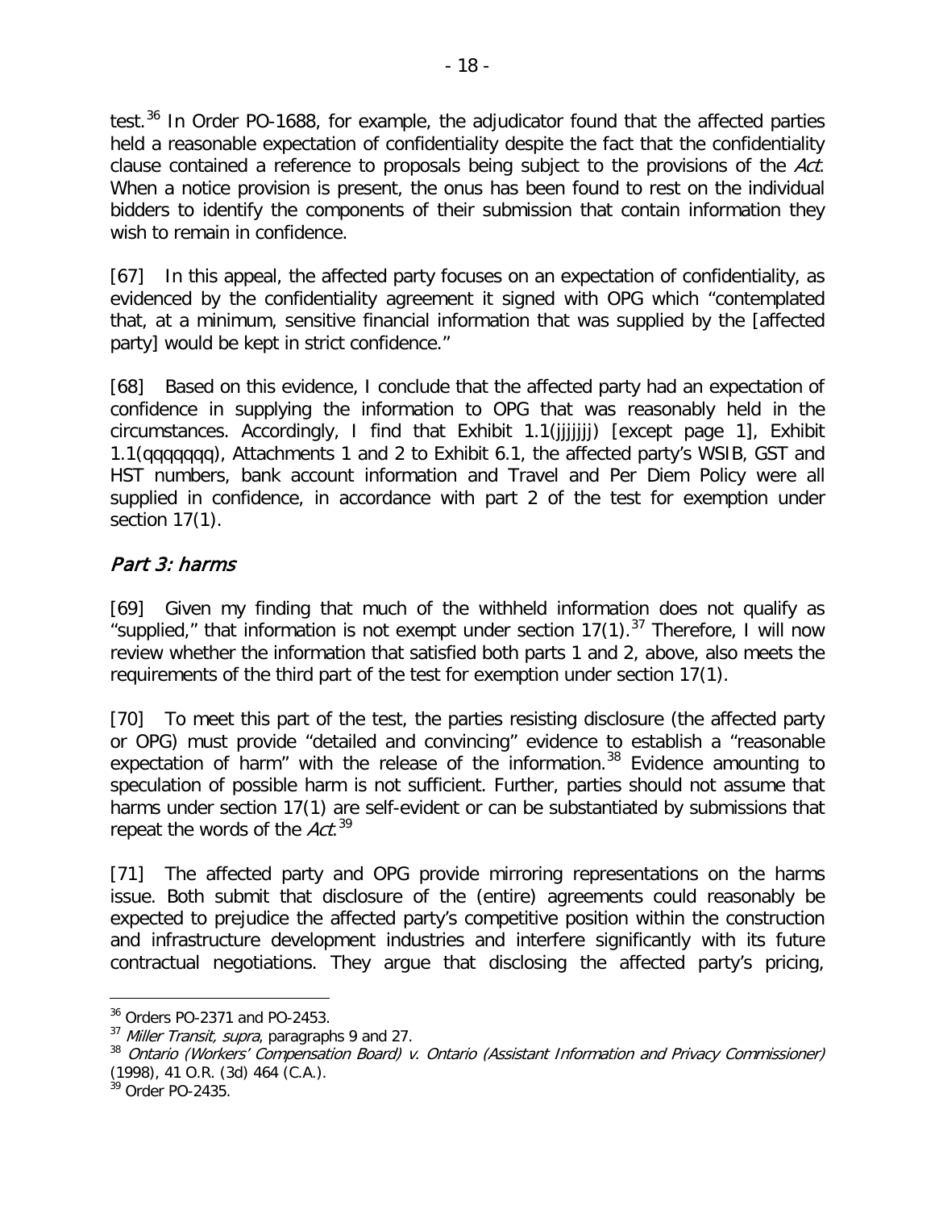test.[36] In Order PO-1688, for example, the adjudicator found that the affected parties held a reasonable expectation of confidentiality despite the fact that the confidentiality clause contained a reference to proposals being subject to the provisions of the *Act*. When a notice provision is present, the onus has been found to rest on the individual bidders to identify the components of their submission that contain information they wish to remain in confidence.

[67] In this appeal, the affected party focuses on an expectation of confidentiality, as evidenced by the confidentiality agreement it signed with OPG which "contemplated that, at a minimum, sensitive financial information that was supplied by the [affected party] would be kept in strict confidence."

[68] Based on this evidence, I conclude that the affected party had an expectation of confidence in supplying the information to OPG that was reasonably held in the circumstances. Accordingly, I find that Exhibit 1.1(jjjjjjj) [except page 1], Exhibit 1.1(qqqqqqq), Attachments 1 and 2 to Exhibit 6.1, the affected party's WSIB, GST and HST numbers, bank account information and Travel and Per Diem Policy were all supplied in confidence, in accordance with part 2 of the test for exemption under section 17(1).

## *Part 3: harms*

[69] Given my finding that much of the withheld information does not qualify as "supplied," that information is not exempt under section 17(1).[37] Therefore, I will now review whether the information that satisfied both parts 1 and 2, above, also meets the requirements of the third part of the test for exemption under section 17(1).

[70] To meet this part of the test, the parties resisting disclosure (the affected party or OPG) must provide "detailed and convincing" evidence to establish a "reasonable expectation of harm" with the release of the information.[38] Evidence amounting to speculation of possible harm is not sufficient. Further, parties should not assume that harms under section 17(1) are self-evident or can be substantiated by submissions that repeat the words of the *Act*.[39]

[71] The affected party and OPG provide mirroring representations on the harms issue. Both submit that disclosure of the (entire) agreements could reasonably be expected to prejudice the affected party's competitive position within the construction and infrastructure development industries and interfere significantly with its future contractual negotiations. They argue that disclosing the affected party's pricing,

---

[36] Orders PO-2371 and PO-2453.

[37] *Miller Transit, supra*, paragraphs 9 and 27.

[38] *Ontario (Workers' Compensation Board) v. Ontario (Assistant Information and Privacy Commissioner)* (1998), 41 O.R. (3d) 464 (C.A.).

[39] Order PO-2435.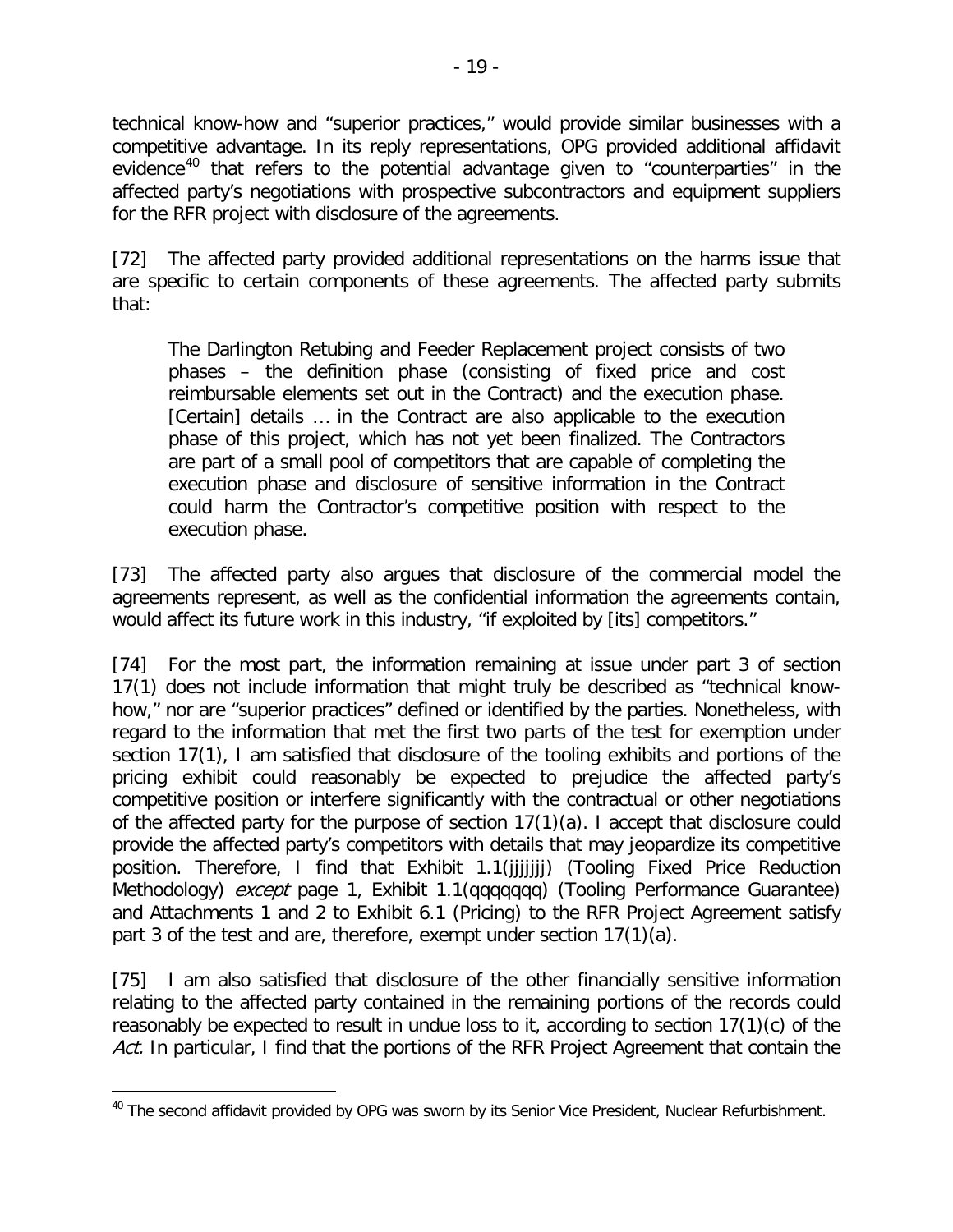technical know-how and "superior practices," would provide similar businesses with a competitive advantage. In its reply representations, OPG provided additional affidavit evidence[40] that refers to the potential advantage given to "counterparties" in the affected party's negotiations with prospective subcontractors and equipment suppliers for the RFR project with disclosure of the agreements.

[72] The affected party provided additional representations on the harms issue that are specific to certain components of these agreements. The affected party submits that:

> The Darlington Retubing and Feeder Replacement project consists of two phases – the definition phase (consisting of fixed price and cost reimbursable elements set out in the Contract) and the execution phase. [Certain] details … in the Contract are also applicable to the execution phase of this project, which has not yet been finalized. The Contractors are part of a small pool of competitors that are capable of completing the execution phase and disclosure of sensitive information in the Contract could harm the Contractor's competitive position with respect to the execution phase.

[73] The affected party also argues that disclosure of the commercial model the agreements represent, as well as the confidential information the agreements contain, would affect its future work in this industry, "if exploited by [its] competitors."

[74] For the most part, the information remaining at issue under part 3 of section 17(1) does not include information that might truly be described as "technical know-how," nor are "superior practices" defined or identified by the parties. Nonetheless, with regard to the information that met the first two parts of the test for exemption under section 17(1), I am satisfied that disclosure of the tooling exhibits and portions of the pricing exhibit could reasonably be expected to prejudice the affected party's competitive position or interfere significantly with the contractual or other negotiations of the affected party for the purpose of section 17(1)(a). I accept that disclosure could provide the affected party's competitors with details that may jeopardize its competitive position. Therefore, I find that Exhibit 1.1(jjjjjjj) (Tooling Fixed Price Reduction Methodology) *except* page 1, Exhibit 1.1(qqqqqqq) (Tooling Performance Guarantee) and Attachments 1 and 2 to Exhibit 6.1 (Pricing) to the RFR Project Agreement satisfy part 3 of the test and are, therefore, exempt under section 17(1)(a).

[75] I am also satisfied that disclosure of the other financially sensitive information relating to the affected party contained in the remaining portions of the records could reasonably be expected to result in undue loss to it, according to section 17(1)(c) of the *Act*. In particular, I find that the portions of the RFR Project Agreement that contain the

[40] The second affidavit provided by OPG was sworn by its Senior Vice President, Nuclear Refurbishment.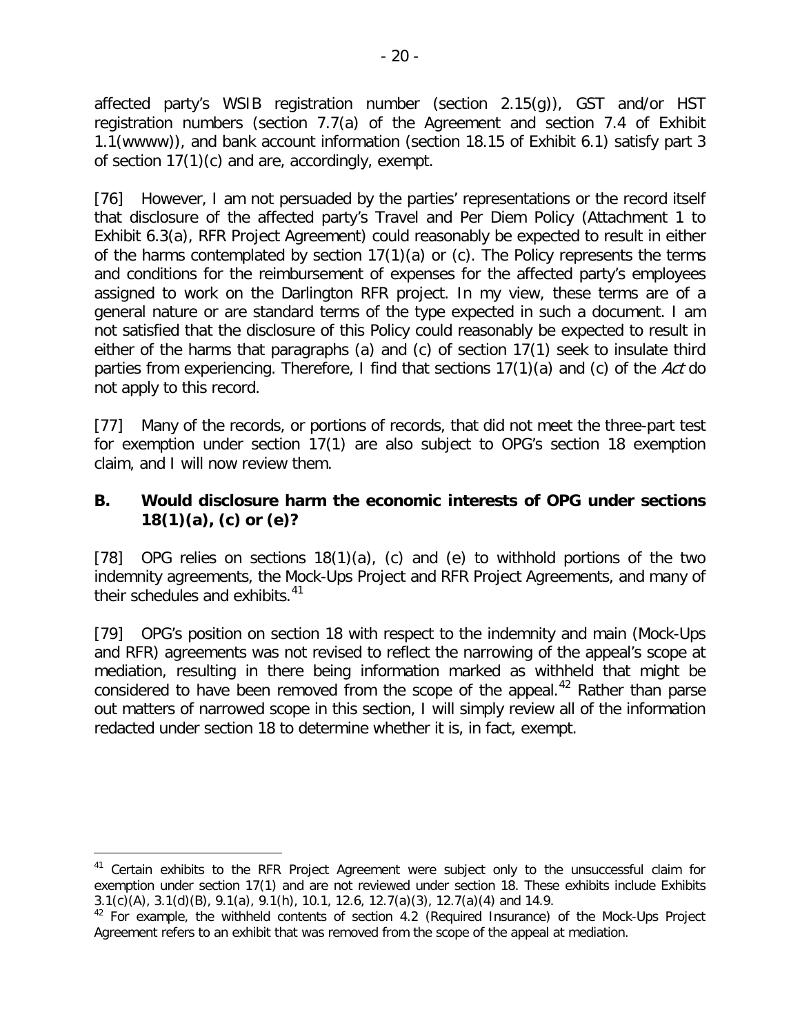affected party's WSIB registration number (section 2.15(g)), GST and/or HST registration numbers (section 7.7(a) of the Agreement and section 7.4 of Exhibit 1.1(wwww)), and bank account information (section 18.15 of Exhibit 6.1) satisfy part 3 of section 17(1)(c) and are, accordingly, exempt.

[76] However, I am not persuaded by the parties' representations or the record itself that disclosure of the affected party's Travel and Per Diem Policy (Attachment 1 to Exhibit 6.3(a), RFR Project Agreement) could reasonably be expected to result in either of the harms contemplated by section 17(1)(a) or (c). The Policy represents the terms and conditions for the reimbursement of expenses for the affected party's employees assigned to work on the Darlington RFR project. In my view, these terms are of a general nature or are standard terms of the type expected in such a document. I am not satisfied that the disclosure of this Policy could reasonably be expected to result in either of the harms that paragraphs (a) and (c) of section 17(1) seek to insulate third parties from experiencing. Therefore, I find that sections 17(1)(a) and (c) of the *Act* do not apply to this record.

[77] Many of the records, or portions of records, that did not meet the three-part test for exemption under section 17(1) are also subject to OPG's section 18 exemption claim, and I will now review them.

## B. Would disclosure harm the economic interests of OPG under sections 18(1)(a), (c) or (e)?

[78] OPG relies on sections 18(1)(a), (c) and (e) to withhold portions of the two indemnity agreements, the Mock-Ups Project and RFR Project Agreements, and many of their schedules and exhibits.[41]

[79] OPG's position on section 18 with respect to the indemnity and main (Mock-Ups and RFR) agreements was not revised to reflect the narrowing of the appeal's scope at mediation, resulting in there being information marked as withheld that might be considered to have been removed from the scope of the appeal.[42] Rather than parse out matters of narrowed scope in this section, I will simply review all of the information redacted under section 18 to determine whether it is, in fact, exempt.

---

[41] Certain exhibits to the RFR Project Agreement were subject only to the unsuccessful claim for exemption under section 17(1) and are not reviewed under section 18. These exhibits include Exhibits 3.1(c)(A), 3.1(d)(B), 9.1(a), 9.1(h), 10.1, 12.6, 12.7(a)(3), 12.7(a)(4) and 14.9.

[42] For example, the withheld contents of section 4.2 (Required Insurance) of the Mock-Ups Project Agreement refers to an exhibit that was removed from the scope of the appeal at mediation.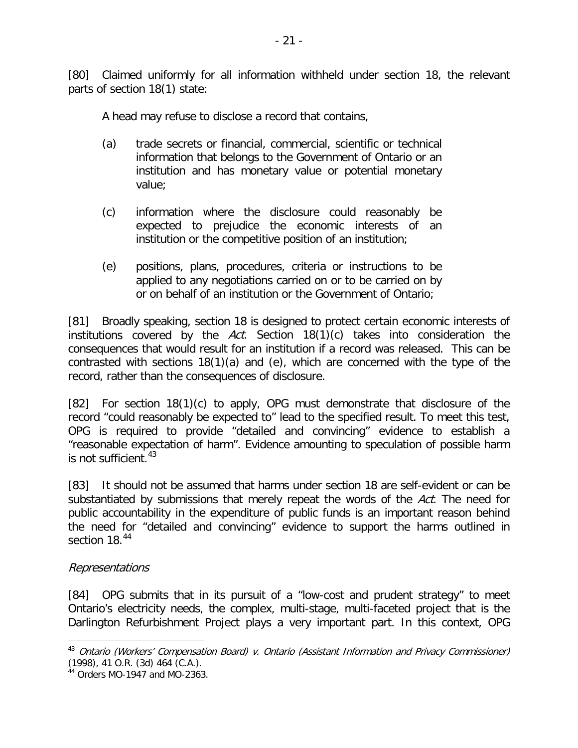[80] Claimed uniformly for all information withheld under section 18, the relevant parts of section 18(1) state:

> A head may refuse to disclose a record that contains,
>
> (a) trade secrets or financial, commercial, scientific or technical information that belongs to the Government of Ontario or an institution and has monetary value or potential monetary value;
>
> (c) information where the disclosure could reasonably be expected to prejudice the economic interests of an institution or the competitive position of an institution;
>
> (e) positions, plans, procedures, criteria or instructions to be applied to any negotiations carried on or to be carried on by or on behalf of an institution or the Government of Ontario;

[81] Broadly speaking, section 18 is designed to protect certain economic interests of institutions covered by the *Act*. Section 18(1)(c) takes into consideration the consequences that would result for an institution if a record was released. This can be contrasted with sections 18(1)(a) and (e), which are concerned with the type of the record, rather than the consequences of disclosure.

[82] For section 18(1)(c) to apply, OPG must demonstrate that disclosure of the record "could reasonably be expected to" lead to the specified result. To meet this test, OPG is required to provide "detailed and convincing" evidence to establish a "reasonable expectation of harm". Evidence amounting to speculation of possible harm is not sufficient.[43]

[83] It should not be assumed that harms under section 18 are self-evident or can be substantiated by submissions that merely repeat the words of the *Act*. The need for public accountability in the expenditure of public funds is an important reason behind the need for "detailed and convincing" evidence to support the harms outlined in section 18.[44]

### *Representations*

[84] OPG submits that in its pursuit of a "low-cost and prudent strategy" to meet Ontario's electricity needs, the complex, multi-stage, multi-faceted project that is the Darlington Refurbishment Project plays a very important part. In this context, OPG

---

[43] *Ontario (Workers' Compensation Board) v. Ontario (Assistant Information and Privacy Commissioner)* (1998), 41 O.R. (3d) 464 (C.A.).

[44] Orders MO-1947 and MO-2363.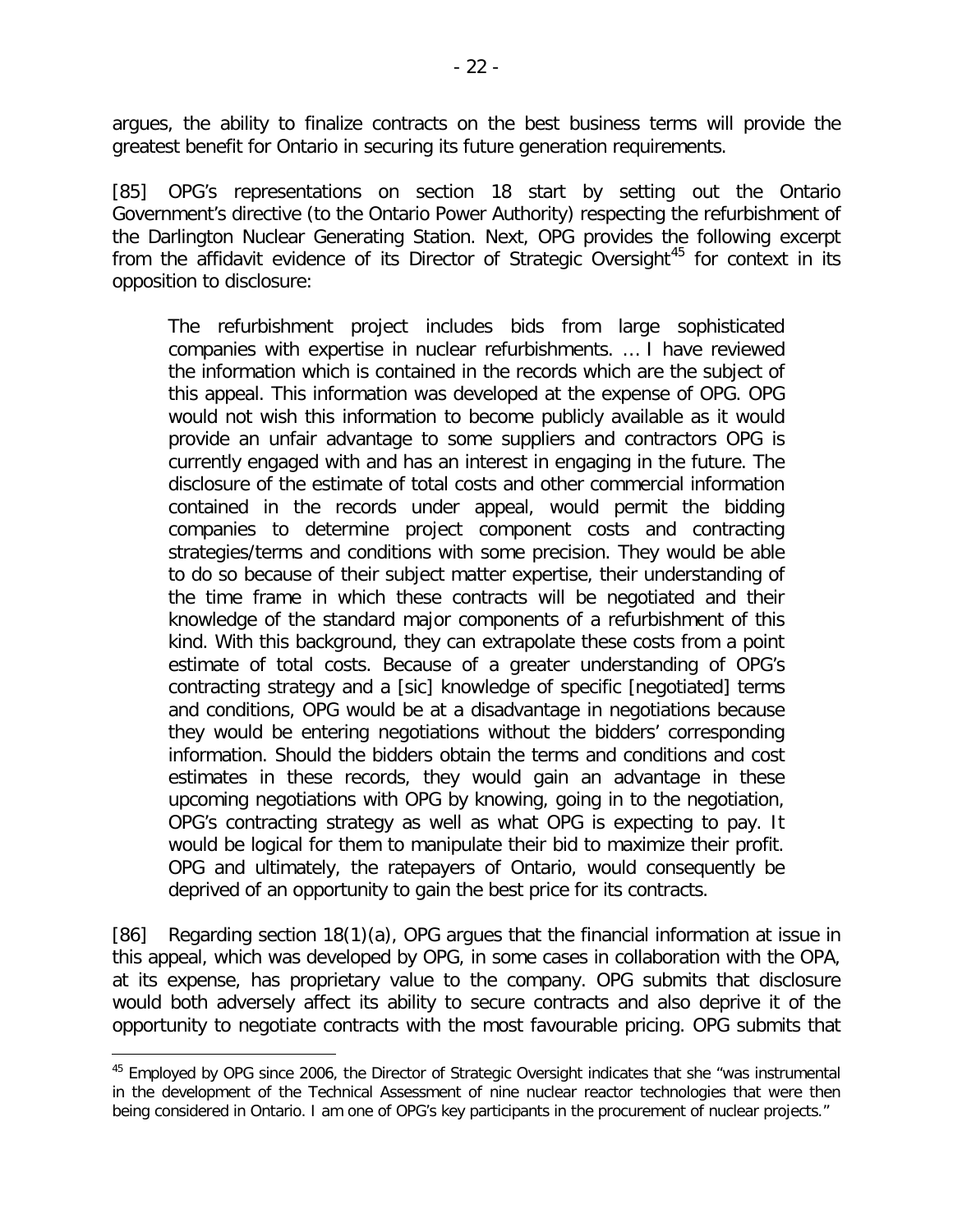argues, the ability to finalize contracts on the best business terms will provide the greatest benefit for Ontario in securing its future generation requirements.

[85] OPG's representations on section 18 start by setting out the Ontario Government's directive (to the Ontario Power Authority) respecting the refurbishment of the Darlington Nuclear Generating Station. Next, OPG provides the following excerpt from the affidavit evidence of its Director of Strategic Oversight[45] for context in its opposition to disclosure:

> The refurbishment project includes bids from large sophisticated companies with expertise in nuclear refurbishments. … I have reviewed the information which is contained in the records which are the subject of this appeal. This information was developed at the expense of OPG. OPG would not wish this information to become publicly available as it would provide an unfair advantage to some suppliers and contractors OPG is currently engaged with and has an interest in engaging in the future. The disclosure of the estimate of total costs and other commercial information contained in the records under appeal, would permit the bidding companies to determine project component costs and contracting strategies/terms and conditions with some precision. They would be able to do so because of their subject matter expertise, their understanding of the time frame in which these contracts will be negotiated and their knowledge of the standard major components of a refurbishment of this kind. With this background, they can extrapolate these costs from a point estimate of total costs. Because of a greater understanding of OPG's contracting strategy and a [sic] knowledge of specific [negotiated] terms and conditions, OPG would be at a disadvantage in negotiations because they would be entering negotiations without the bidders' corresponding information. Should the bidders obtain the terms and conditions and cost estimates in these records, they would gain an advantage in these upcoming negotiations with OPG by knowing, going in to the negotiation, OPG's contracting strategy as well as what OPG is expecting to pay. It would be logical for them to manipulate their bid to maximize their profit. OPG and ultimately, the ratepayers of Ontario, would consequently be deprived of an opportunity to gain the best price for its contracts.

[86] Regarding section 18(1)(a), OPG argues that the financial information at issue in this appeal, which was developed by OPG, in some cases in collaboration with the OPA, at its expense, has proprietary value to the company. OPG submits that disclosure would both adversely affect its ability to secure contracts and also deprive it of the opportunity to negotiate contracts with the most favourable pricing. OPG submits that

---

[45] Employed by OPG since 2006, the Director of Strategic Oversight indicates that she "was instrumental in the development of the Technical Assessment of nine nuclear reactor technologies that were then being considered in Ontario. I am one of OPG's key participants in the procurement of nuclear projects."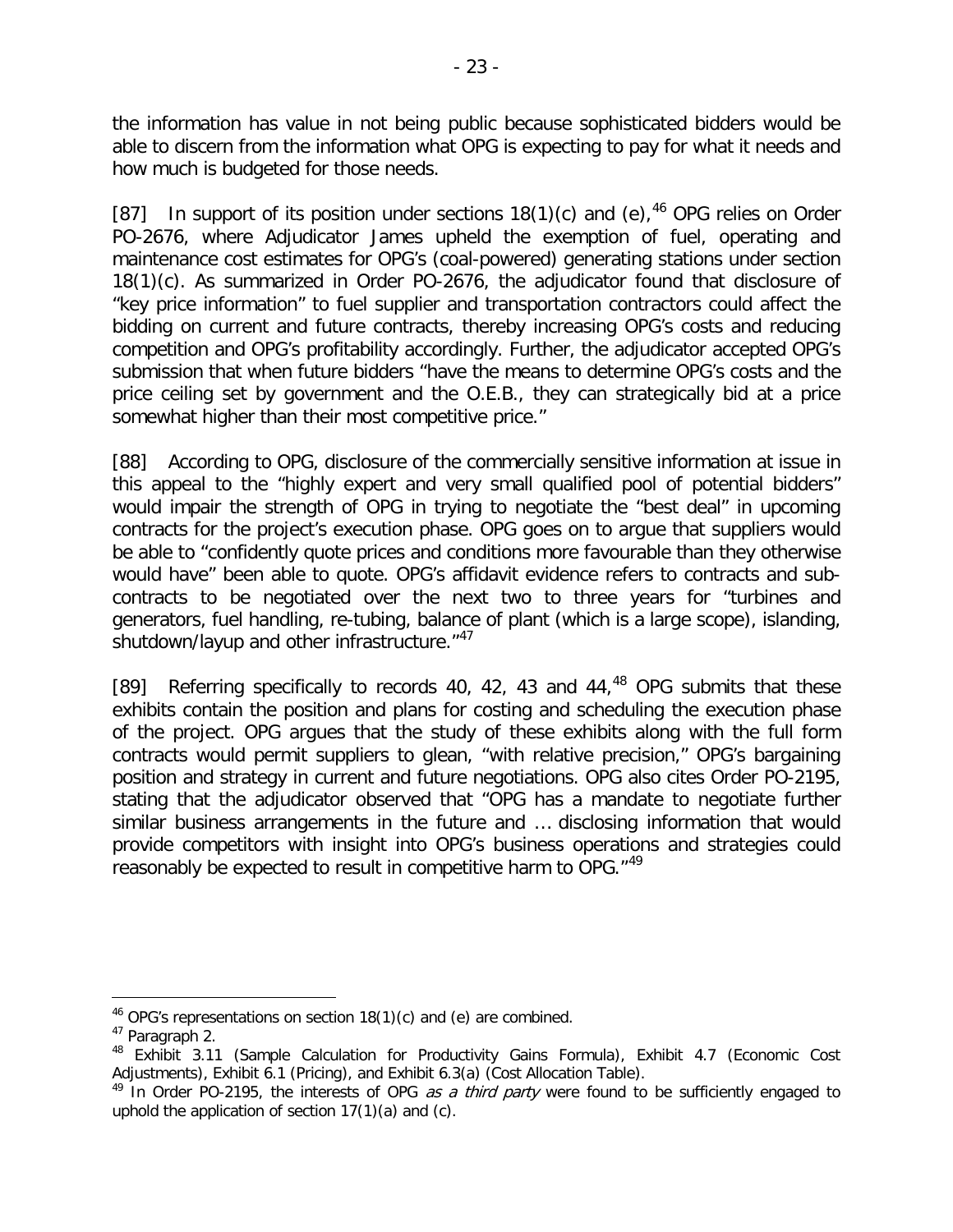the information has value in not being public because sophisticated bidders would be able to discern from the information what OPG is expecting to pay for what it needs and how much is budgeted for those needs.

[87] In support of its position under sections 18(1)(c) and (e),[46] OPG relies on Order PO-2676, where Adjudicator James upheld the exemption of fuel, operating and maintenance cost estimates for OPG's (coal-powered) generating stations under section 18(1)(c). As summarized in Order PO-2676, the adjudicator found that disclosure of "key price information" to fuel supplier and transportation contractors could affect the bidding on current and future contracts, thereby increasing OPG's costs and reducing competition and OPG's profitability accordingly. Further, the adjudicator accepted OPG's submission that when future bidders "have the means to determine OPG's costs and the price ceiling set by government and the O.E.B., they can strategically bid at a price somewhat higher than their most competitive price."

[88] According to OPG, disclosure of the commercially sensitive information at issue in this appeal to the "highly expert and very small qualified pool of potential bidders" would impair the strength of OPG in trying to negotiate the "best deal" in upcoming contracts for the project's execution phase. OPG goes on to argue that suppliers would be able to "confidently quote prices and conditions more favourable than they otherwise would have" been able to quote. OPG's affidavit evidence refers to contracts and sub-contracts to be negotiated over the next two to three years for "turbines and generators, fuel handling, re-tubing, balance of plant (which is a large scope), islanding, shutdown/layup and other infrastructure."[47]

[89] Referring specifically to records 40, 42, 43 and 44,[48] OPG submits that these exhibits contain the position and plans for costing and scheduling the execution phase of the project. OPG argues that the study of these exhibits along with the full form contracts would permit suppliers to glean, "with relative precision," OPG's bargaining position and strategy in current and future negotiations. OPG also cites Order PO-2195, stating that the adjudicator observed that "OPG has a mandate to negotiate further similar business arrangements in the future and … disclosing information that would provide competitors with insight into OPG's business operations and strategies could reasonably be expected to result in competitive harm to OPG."[49]

---

[46] OPG's representations on section 18(1)(c) and (e) are combined.

[47] Paragraph 2.

[48] Exhibit 3.11 (Sample Calculation for Productivity Gains Formula), Exhibit 4.7 (Economic Cost Adjustments), Exhibit 6.1 (Pricing), and Exhibit 6.3(a) (Cost Allocation Table).

[49] In Order PO-2195, the interests of OPG *as a third party* were found to be sufficiently engaged to uphold the application of section 17(1)(a) and (c).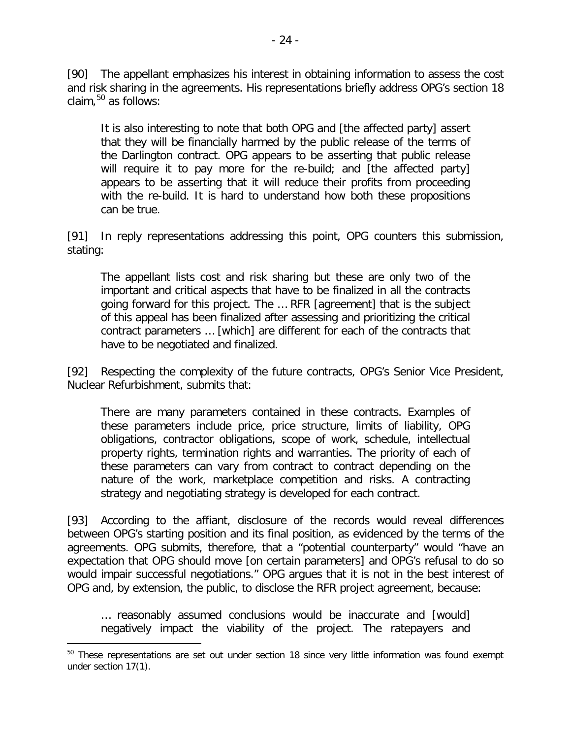[90] The appellant emphasizes his interest in obtaining information to assess the cost and risk sharing in the agreements. His representations briefly address OPG's section 18 claim,[50] as follows:

> It is also interesting to note that both OPG and [the affected party] assert that they will be financially harmed by the public release of the terms of the Darlington contract. OPG appears to be asserting that public release will require it to pay more for the re-build; and [the affected party] appears to be asserting that it will reduce their profits from proceeding with the re-build. It is hard to understand how both these propositions can be true.

[91] In reply representations addressing this point, OPG counters this submission, stating:

> The appellant lists cost and risk sharing but these are only two of the important and critical aspects that have to be finalized in all the contracts going forward for this project. The … RFR [agreement] that is the subject of this appeal has been finalized after assessing and prioritizing the critical contract parameters … [which] are different for each of the contracts that have to be negotiated and finalized.

[92] Respecting the complexity of the future contracts, OPG's Senior Vice President, Nuclear Refurbishment, submits that:

> There are many parameters contained in these contracts. Examples of these parameters include price, price structure, limits of liability, OPG obligations, contractor obligations, scope of work, schedule, intellectual property rights, termination rights and warranties. The priority of each of these parameters can vary from contract to contract depending on the nature of the work, marketplace competition and risks. A contracting strategy and negotiating strategy is developed for each contract.

[93] According to the affiant, disclosure of the records would reveal differences between OPG's starting position and its final position, as evidenced by the terms of the agreements. OPG submits, therefore, that a "potential counterparty" would "have an expectation that OPG should move [on certain parameters] and OPG's refusal to do so would impair successful negotiations." OPG argues that it is not in the best interest of OPG and, by extension, the public, to disclose the RFR project agreement, because:

> … reasonably assumed conclusions would be inaccurate and [would] negatively impact the viability of the project. The ratepayers and

---

[50] These representations are set out under section 18 since very little information was found exempt under section 17(1).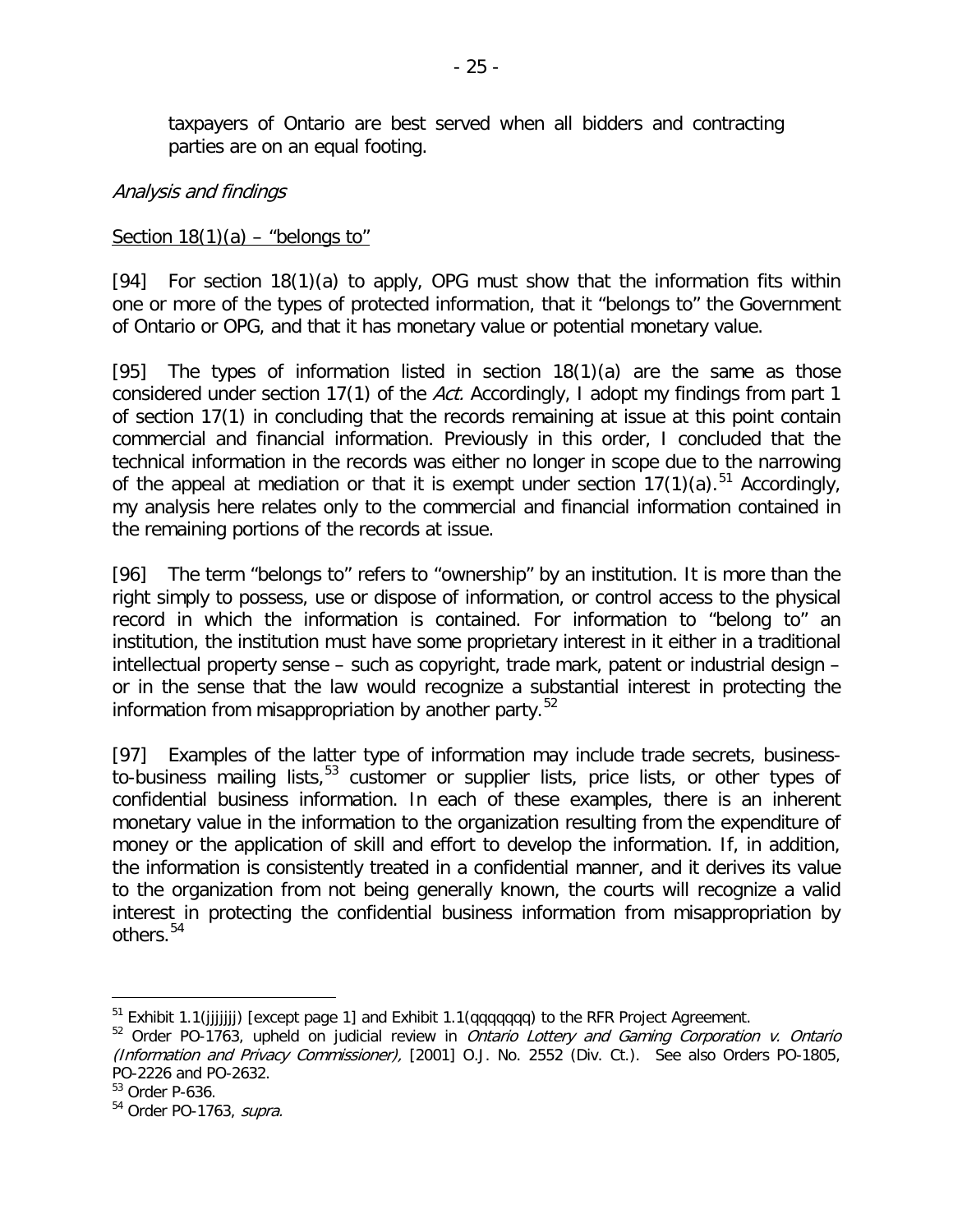taxpayers of Ontario are best served when all bidders and contracting parties are on an equal footing.

*Analysis and findings*

Section 18(1)(a) – "belongs to"

[94] For section 18(1)(a) to apply, OPG must show that the information fits within one or more of the types of protected information, that it "belongs to" the Government of Ontario or OPG, and that it has monetary value or potential monetary value.

[95] The types of information listed in section 18(1)(a) are the same as those considered under section 17(1) of the *Act*. Accordingly, I adopt my findings from part 1 of section 17(1) in concluding that the records remaining at issue at this point contain commercial and financial information. Previously in this order, I concluded that the technical information in the records was either no longer in scope due to the narrowing of the appeal at mediation or that it is exempt under section 17(1)(a).[51] Accordingly, my analysis here relates only to the commercial and financial information contained in the remaining portions of the records at issue.

[96] The term "belongs to" refers to "ownership" by an institution. It is more than the right simply to possess, use or dispose of information, or control access to the physical record in which the information is contained. For information to "belong to" an institution, the institution must have some proprietary interest in it either in a traditional intellectual property sense – such as copyright, trade mark, patent or industrial design – or in the sense that the law would recognize a substantial interest in protecting the information from misappropriation by another party.[52]

[97] Examples of the latter type of information may include trade secrets, business-to-business mailing lists,[53] customer or supplier lists, price lists, or other types of confidential business information. In each of these examples, there is an inherent monetary value in the information to the organization resulting from the expenditure of money or the application of skill and effort to develop the information. If, in addition, the information is consistently treated in a confidential manner, and it derives its value to the organization from not being generally known, the courts will recognize a valid interest in protecting the confidential business information from misappropriation by others.[54]

---

[51] Exhibit 1.1(jjjjjjj) [except page 1] and Exhibit 1.1(qqqqqqq) to the RFR Project Agreement.

[52] Order PO-1763, upheld on judicial review in *Ontario Lottery and Gaming Corporation v. Ontario (Information and Privacy Commissioner),* [2001] O.J. No. 2552 (Div. Ct.). See also Orders PO-1805, PO-2226 and PO-2632.

[53] Order P-636.

[54] Order PO-1763, *supra.*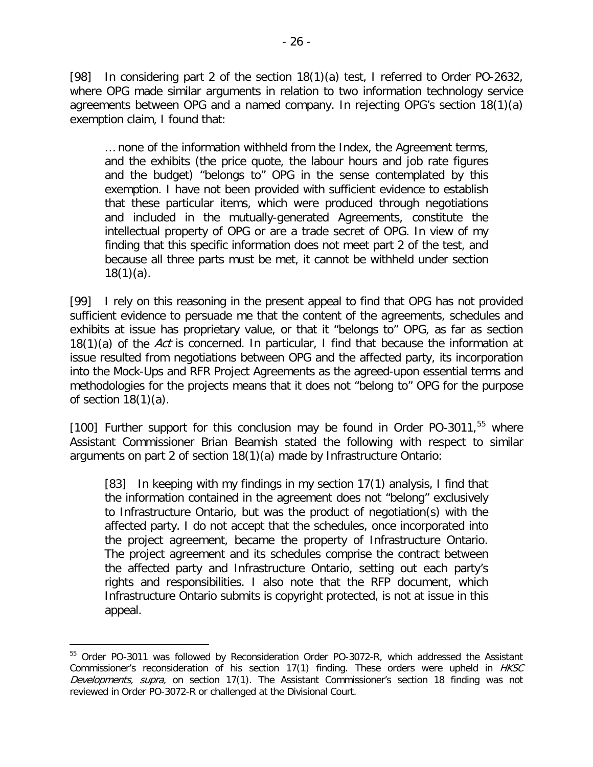[98] In considering part 2 of the section 18(1)(a) test, I referred to Order PO-2632, where OPG made similar arguments in relation to two information technology service agreements between OPG and a named company. In rejecting OPG's section 18(1)(a) exemption claim, I found that:

> … none of the information withheld from the Index, the Agreement terms, and the exhibits (the price quote, the labour hours and job rate figures and the budget) "belongs to" OPG in the sense contemplated by this exemption. I have not been provided with sufficient evidence to establish that these particular items, which were produced through negotiations and included in the mutually-generated Agreements, constitute the intellectual property of OPG or are a trade secret of OPG. In view of my finding that this specific information does not meet part 2 of the test, and because all three parts must be met, it cannot be withheld under section 18(1)(a).

[99] I rely on this reasoning in the present appeal to find that OPG has not provided sufficient evidence to persuade me that the content of the agreements, schedules and exhibits at issue has proprietary value, or that it "belongs to" OPG, as far as section 18(1)(a) of the *Act* is concerned. In particular, I find that because the information at issue resulted from negotiations between OPG and the affected party, its incorporation into the Mock-Ups and RFR Project Agreements as the agreed-upon essential terms and methodologies for the projects means that it does not "belong to" OPG for the purpose of section 18(1)(a).

[100] Further support for this conclusion may be found in Order PO-3011,[55] where Assistant Commissioner Brian Beamish stated the following with respect to similar arguments on part 2 of section 18(1)(a) made by Infrastructure Ontario:

> [83] In keeping with my findings in my section 17(1) analysis, I find that the information contained in the agreement does not "belong" exclusively to Infrastructure Ontario, but was the product of negotiation(s) with the affected party. I do not accept that the schedules, once incorporated into the project agreement, became the property of Infrastructure Ontario. The project agreement and its schedules comprise the contract between the affected party and Infrastructure Ontario, setting out each party's rights and responsibilities. I also note that the RFP document, which Infrastructure Ontario submits is copyright protected, is not at issue in this appeal.

---

[55] Order PO-3011 was followed by Reconsideration Order PO-3072-R, which addressed the Assistant Commissioner's reconsideration of his section 17(1) finding. These orders were upheld in *HKSC Developments, supra,* on section 17(1). The Assistant Commissioner's section 18 finding was not reviewed in Order PO-3072-R or challenged at the Divisional Court.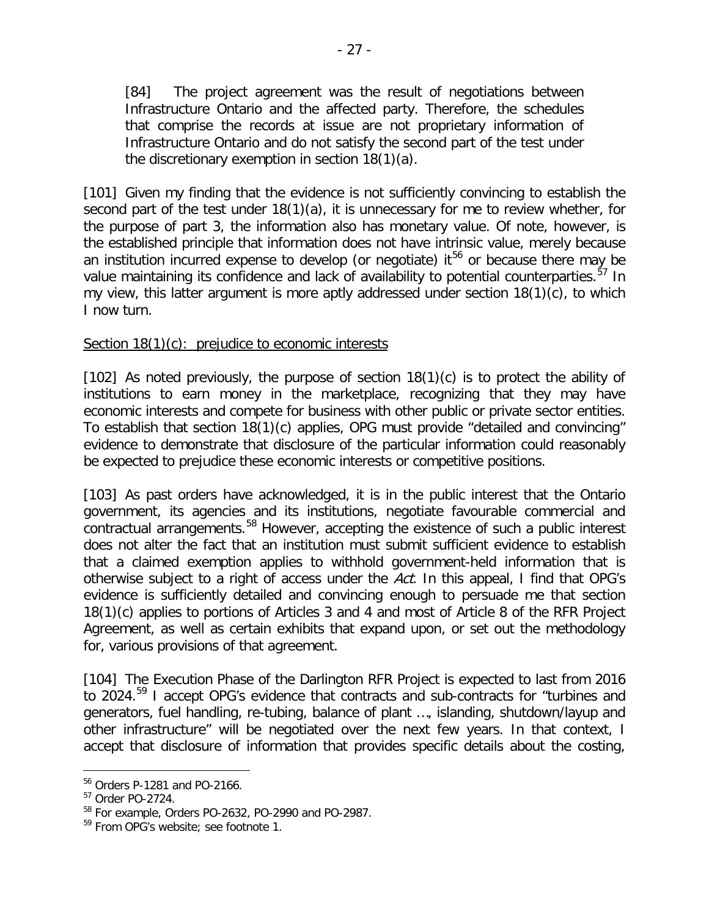> [84] The project agreement was the result of negotiations between Infrastructure Ontario and the affected party. Therefore, the schedules that comprise the records at issue are not proprietary information of Infrastructure Ontario and do not satisfy the second part of the test under the discretionary exemption in section 18(1)(a).

[101] Given my finding that the evidence is not sufficiently convincing to establish the second part of the test under 18(1)(a), it is unnecessary for me to review whether, for the purpose of part 3, the information also has monetary value. Of note, however, is the established principle that information does not have intrinsic value, merely because an institution incurred expense to develop (or negotiate) it[56] or because there may be value maintaining its confidence and lack of availability to potential counterparties.[57] In my view, this latter argument is more aptly addressed under section 18(1)(c), to which I now turn.

<u>Section 18(1)(c): prejudice to economic interests</u>

[102] As noted previously, the purpose of section 18(1)(c) is to protect the ability of institutions to earn money in the marketplace, recognizing that they may have economic interests and compete for business with other public or private sector entities. To establish that section 18(1)(c) applies, OPG must provide "detailed and convincing" evidence to demonstrate that disclosure of the particular information could reasonably be expected to prejudice these economic interests or competitive positions.

[103] As past orders have acknowledged, it is in the public interest that the Ontario government, its agencies and its institutions, negotiate favourable commercial and contractual arrangements.[58] However, accepting the existence of such a public interest does not alter the fact that an institution must submit sufficient evidence to establish that a claimed exemption applies to withhold government-held information that is otherwise subject to a right of access under the *Act*. In this appeal, I find that OPG's evidence is sufficiently detailed and convincing enough to persuade me that section 18(1)(c) applies to portions of Articles 3 and 4 and most of Article 8 of the RFR Project Agreement, as well as certain exhibits that expand upon, or set out the methodology for, various provisions of that agreement.

[104] The Execution Phase of the Darlington RFR Project is expected to last from 2016 to 2024.[59] I accept OPG's evidence that contracts and sub-contracts for "turbines and generators, fuel handling, re-tubing, balance of plant …, islanding, shutdown/layup and other infrastructure" will be negotiated over the next few years. In that context, I accept that disclosure of information that provides specific details about the costing,

---

[56] Orders P-1281 and PO-2166.

[57] Order PO-2724.

[58] For example, Orders PO-2632, PO-2990 and PO-2987.

[59] From OPG's website; see footnote 1.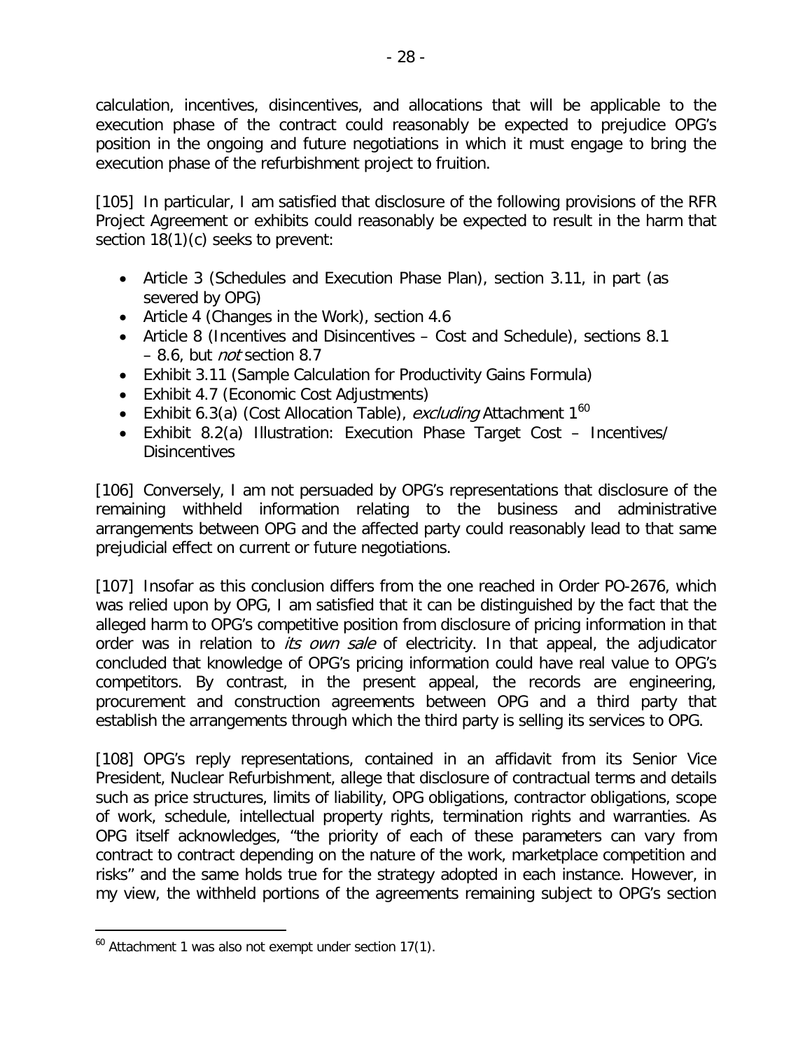calculation, incentives, disincentives, and allocations that will be applicable to the execution phase of the contract could reasonably be expected to prejudice OPG's position in the ongoing and future negotiations in which it must engage to bring the execution phase of the refurbishment project to fruition.

[105] In particular, I am satisfied that disclosure of the following provisions of the RFR Project Agreement or exhibits could reasonably be expected to result in the harm that section 18(1)(c) seeks to prevent:

- Article 3 (Schedules and Execution Phase Plan), section 3.11, in part (as severed by OPG)
- Article 4 (Changes in the Work), section 4.6
- Article 8 (Incentives and Disincentives – Cost and Schedule), sections 8.1 – 8.6, but *not* section 8.7
- Exhibit 3.11 (Sample Calculation for Productivity Gains Formula)
- Exhibit 4.7 (Economic Cost Adjustments)
- Exhibit 6.3(a) (Cost Allocation Table), *excluding* Attachment 1[60]
- Exhibit 8.2(a) Illustration: Execution Phase Target Cost – Incentives/ Disincentives

[106] Conversely, I am not persuaded by OPG's representations that disclosure of the remaining withheld information relating to the business and administrative arrangements between OPG and the affected party could reasonably lead to that same prejudicial effect on current or future negotiations.

[107] Insofar as this conclusion differs from the one reached in Order PO-2676, which was relied upon by OPG, I am satisfied that it can be distinguished by the fact that the alleged harm to OPG's competitive position from disclosure of pricing information in that order was in relation to *its own sale* of electricity. In that appeal, the adjudicator concluded that knowledge of OPG's pricing information could have real value to OPG's competitors. By contrast, in the present appeal, the records are engineering, procurement and construction agreements between OPG and a third party that establish the arrangements through which the third party is selling its services to OPG.

[108] OPG's reply representations, contained in an affidavit from its Senior Vice President, Nuclear Refurbishment, allege that disclosure of contractual terms and details such as price structures, limits of liability, OPG obligations, contractor obligations, scope of work, schedule, intellectual property rights, termination rights and warranties. As OPG itself acknowledges, "the priority of each of these parameters can vary from contract to contract depending on the nature of the work, marketplace competition and risks" and the same holds true for the strategy adopted in each instance. However, in my view, the withheld portions of the agreements remaining subject to OPG's section

[60] Attachment 1 was also not exempt under section 17(1).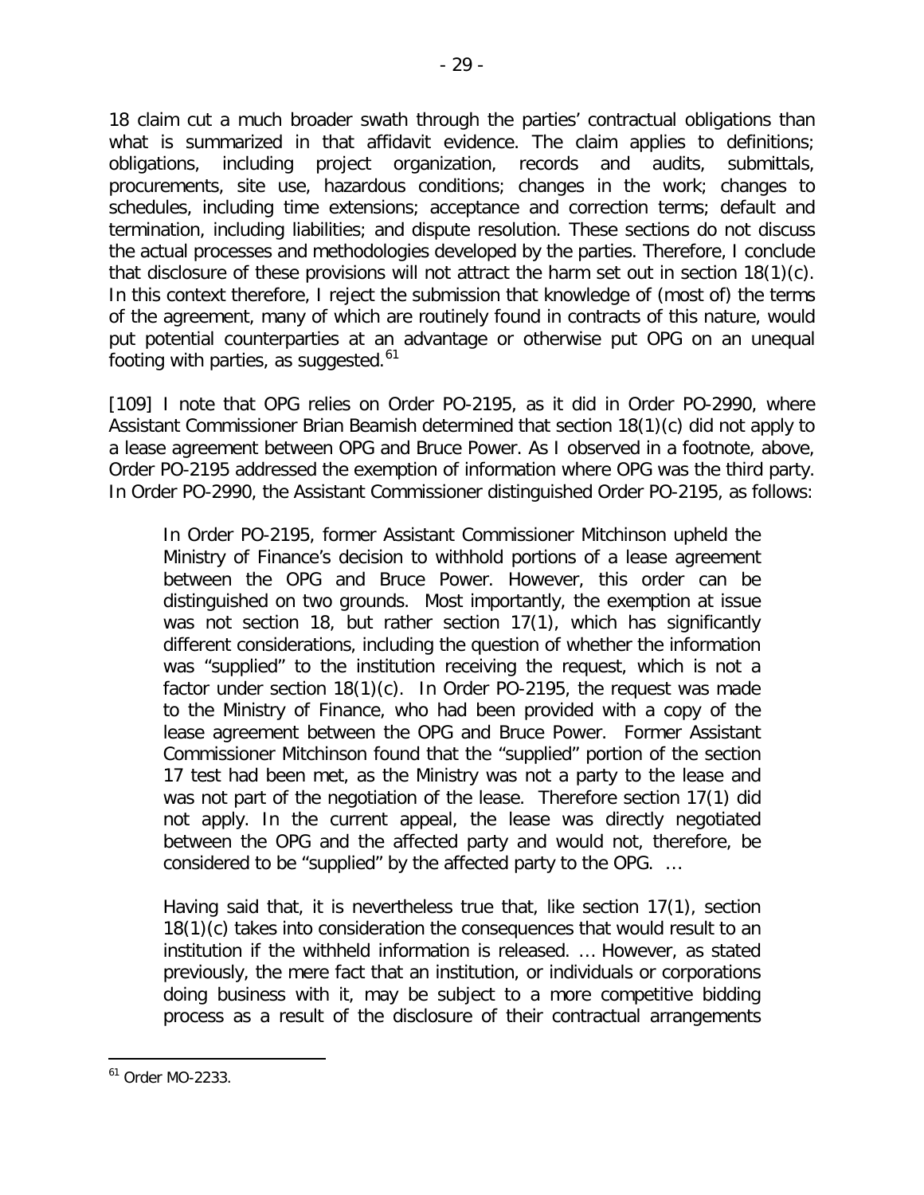18 claim cut a much broader swath through the parties' contractual obligations than what is summarized in that affidavit evidence. The claim applies to definitions; obligations, including project organization, records and audits, submittals, procurements, site use, hazardous conditions; changes in the work; changes to schedules, including time extensions; acceptance and correction terms; default and termination, including liabilities; and dispute resolution. These sections do not discuss the actual processes and methodologies developed by the parties. Therefore, I conclude that disclosure of these provisions will not attract the harm set out in section 18(1)(c). In this context therefore, I reject the submission that knowledge of (most of) the terms of the agreement, many of which are routinely found in contracts of this nature, would put potential counterparties at an advantage or otherwise put OPG on an unequal footing with parties, as suggested.[61]

[109] I note that OPG relies on Order PO-2195, as it did in Order PO-2990, where Assistant Commissioner Brian Beamish determined that section 18(1)(c) did not apply to a lease agreement between OPG and Bruce Power. As I observed in a footnote, above, Order PO-2195 addressed the exemption of information where OPG was the third party. In Order PO-2990, the Assistant Commissioner distinguished Order PO-2195, as follows:

> In Order PO-2195, former Assistant Commissioner Mitchinson upheld the Ministry of Finance's decision to withhold portions of a lease agreement between the OPG and Bruce Power. However, this order can be distinguished on two grounds. Most importantly, the exemption at issue was not section 18, but rather section 17(1), which has significantly different considerations, including the question of whether the information was "supplied" to the institution receiving the request, which is not a factor under section 18(1)(c). In Order PO-2195, the request was made to the Ministry of Finance, who had been provided with a copy of the lease agreement between the OPG and Bruce Power. Former Assistant Commissioner Mitchinson found that the "supplied" portion of the section 17 test had been met, as the Ministry was not a party to the lease and was not part of the negotiation of the lease. Therefore section 17(1) did not apply. In the current appeal, the lease was directly negotiated between the OPG and the affected party and would not, therefore, be considered to be "supplied" by the affected party to the OPG. …
>
> Having said that, it is nevertheless true that, like section 17(1), section 18(1)(c) takes into consideration the consequences that would result to an institution if the withheld information is released. … However, as stated previously, the mere fact that an institution, or individuals or corporations doing business with it, may be subject to a more competitive bidding process as a result of the disclosure of their contractual arrangements

[61] Order MO-2233.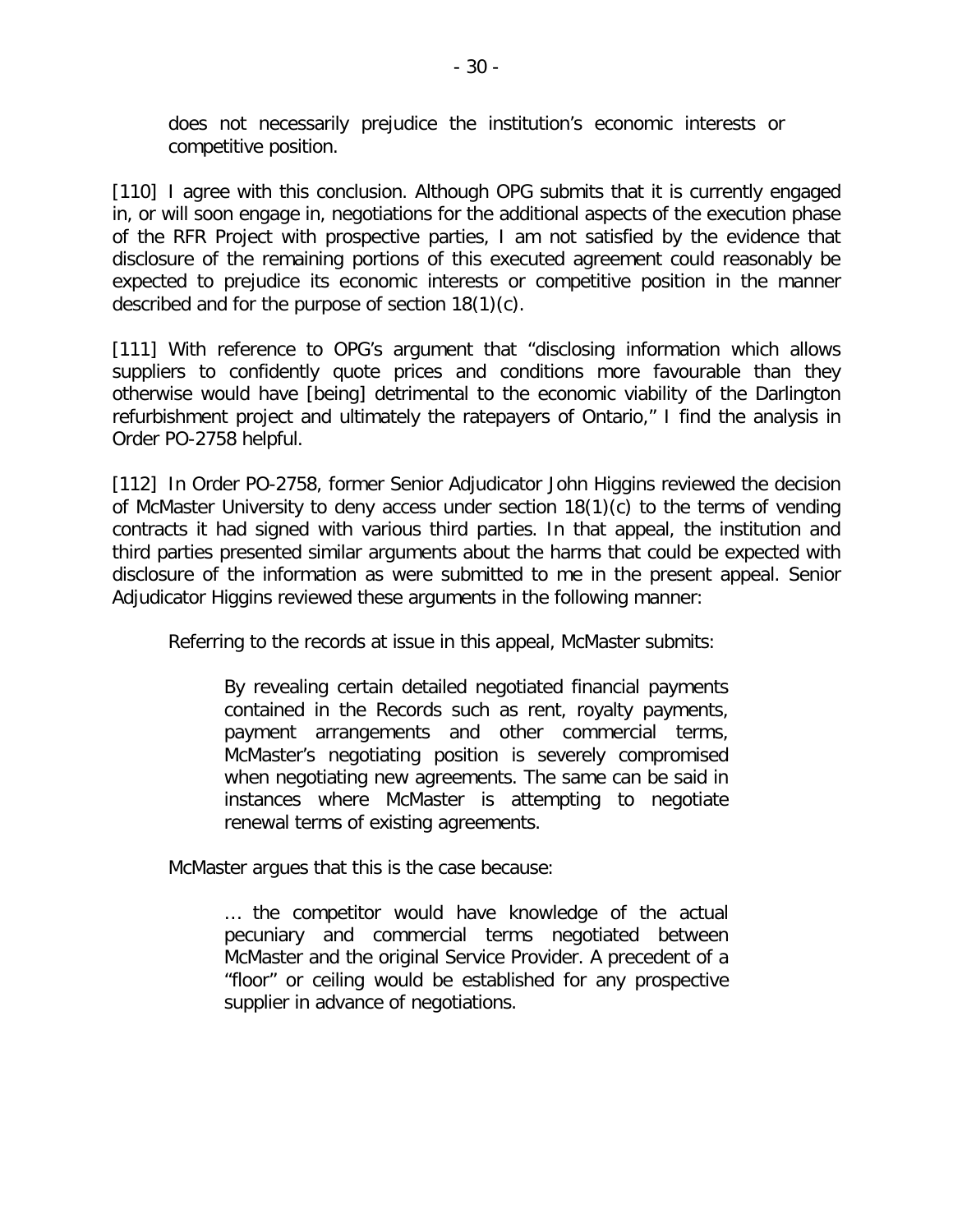> does not necessarily prejudice the institution's economic interests or competitive position.

[110] I agree with this conclusion. Although OPG submits that it is currently engaged in, or will soon engage in, negotiations for the additional aspects of the execution phase of the RFR Project with prospective parties, I am not satisfied by the evidence that disclosure of the remaining portions of this executed agreement could reasonably be expected to prejudice its economic interests or competitive position in the manner described and for the purpose of section 18(1)(c).

[111] With reference to OPG's argument that "disclosing information which allows suppliers to confidently quote prices and conditions more favourable than they otherwise would have [being] detrimental to the economic viability of the Darlington refurbishment project and ultimately the ratepayers of Ontario," I find the analysis in Order PO-2758 helpful.

[112] In Order PO-2758, former Senior Adjudicator John Higgins reviewed the decision of McMaster University to deny access under section 18(1)(c) to the terms of vending contracts it had signed with various third parties. In that appeal, the institution and third parties presented similar arguments about the harms that could be expected with disclosure of the information as were submitted to me in the present appeal. Senior Adjudicator Higgins reviewed these arguments in the following manner:

> Referring to the records at issue in this appeal, McMaster submits:
>
> > By revealing certain detailed negotiated financial payments contained in the Records such as rent, royalty payments, payment arrangements and other commercial terms, McMaster's negotiating position is severely compromised when negotiating new agreements. The same can be said in instances where McMaster is attempting to negotiate renewal terms of existing agreements.
>
> McMaster argues that this is the case because:
>
> > … the competitor would have knowledge of the actual pecuniary and commercial terms negotiated between McMaster and the original Service Provider. A precedent of a "floor" or ceiling would be established for any prospective supplier in advance of negotiations.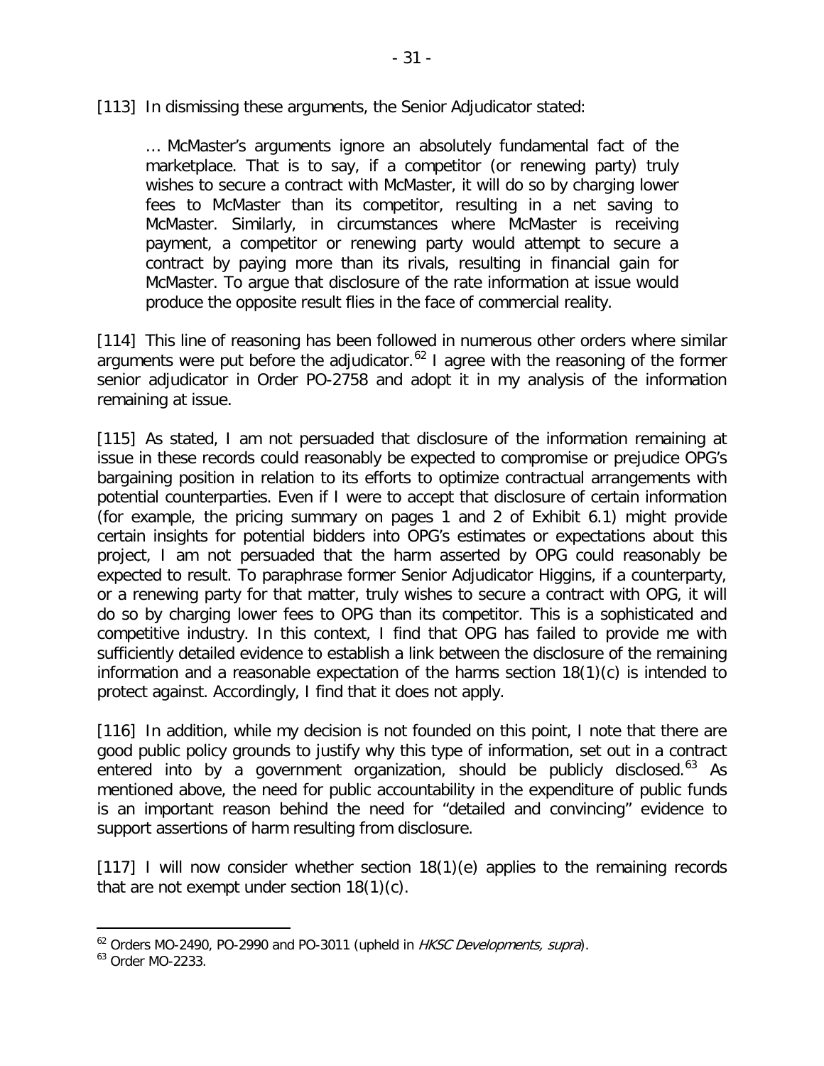[113] In dismissing these arguments, the Senior Adjudicator stated:

> … McMaster's arguments ignore an absolutely fundamental fact of the marketplace. That is to say, if a competitor (or renewing party) truly wishes to secure a contract with McMaster, it will do so by charging lower fees to McMaster than its competitor, resulting in a net saving to McMaster. Similarly, in circumstances where McMaster is receiving payment, a competitor or renewing party would attempt to secure a contract by paying more than its rivals, resulting in financial gain for McMaster. To argue that disclosure of the rate information at issue would produce the opposite result flies in the face of commercial reality.

[114] This line of reasoning has been followed in numerous other orders where similar arguments were put before the adjudicator.[62] I agree with the reasoning of the former senior adjudicator in Order PO-2758 and adopt it in my analysis of the information remaining at issue.

[115] As stated, I am not persuaded that disclosure of the information remaining at issue in these records could reasonably be expected to compromise or prejudice OPG's bargaining position in relation to its efforts to optimize contractual arrangements with potential counterparties. Even if I were to accept that disclosure of certain information (for example, the pricing summary on pages 1 and 2 of Exhibit 6.1) might provide certain insights for potential bidders into OPG's estimates or expectations about this project, I am not persuaded that the harm asserted by OPG could reasonably be expected to result. To paraphrase former Senior Adjudicator Higgins, if a counterparty, or a renewing party for that matter, truly wishes to secure a contract with OPG, it will do so by charging lower fees to OPG than its competitor. This is a sophisticated and competitive industry. In this context, I find that OPG has failed to provide me with sufficiently detailed evidence to establish a link between the disclosure of the remaining information and a reasonable expectation of the harms section 18(1)(c) is intended to protect against. Accordingly, I find that it does not apply.

[116] In addition, while my decision is not founded on this point, I note that there are good public policy grounds to justify why this type of information, set out in a contract entered into by a government organization, should be publicly disclosed.[63] As mentioned above, the need for public accountability in the expenditure of public funds is an important reason behind the need for "detailed and convincing" evidence to support assertions of harm resulting from disclosure.

[117] I will now consider whether section 18(1)(e) applies to the remaining records that are not exempt under section 18(1)(c).

---

[62] Orders MO-2490, PO-2990 and PO-3011 (upheld in *HKSC Developments, supra*).

[63] Order MO-2233.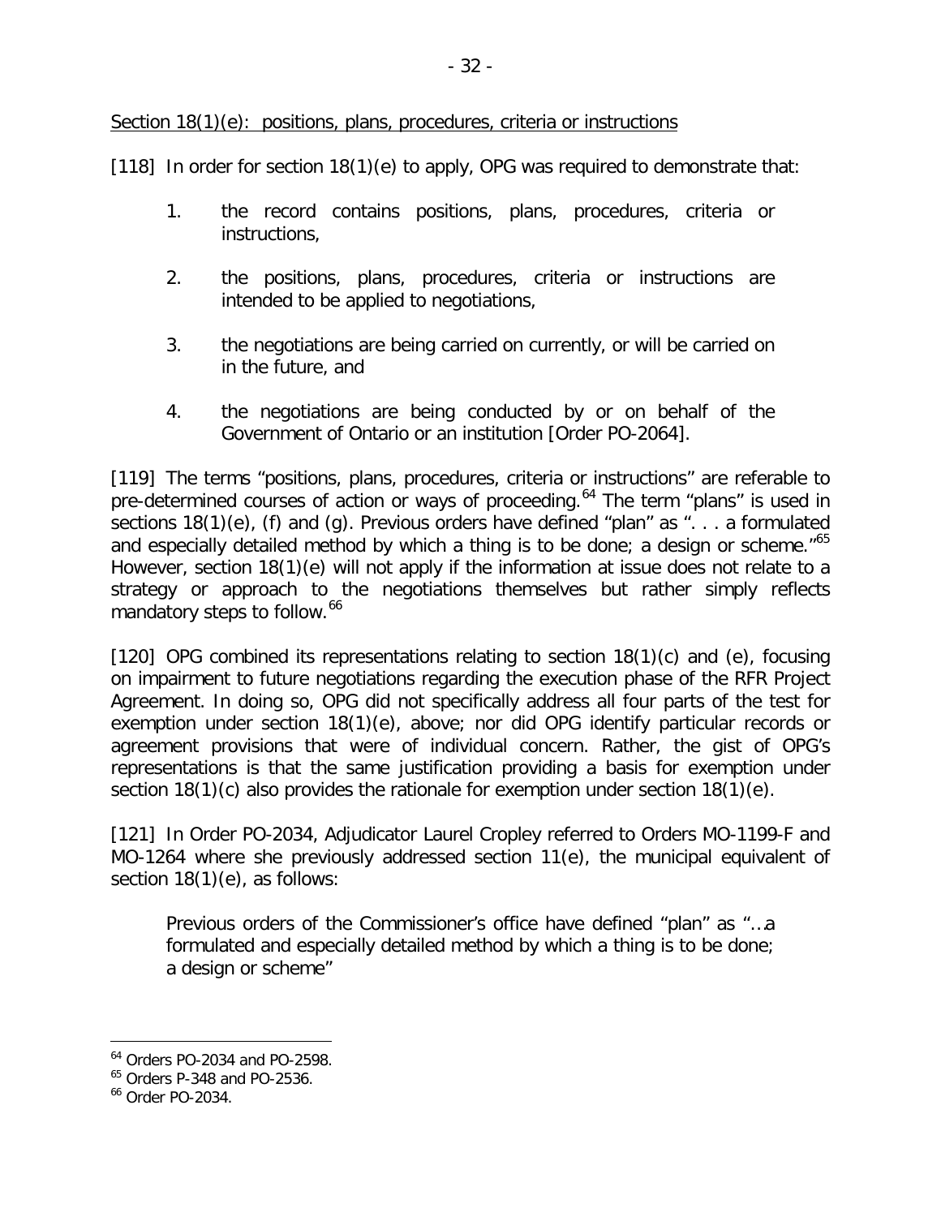Section 18(1)(e): positions, plans, procedures, criteria or instructions

[118] In order for section 18(1)(e) to apply, OPG was required to demonstrate that:

1. the record contains positions, plans, procedures, criteria or instructions,
2. the positions, plans, procedures, criteria or instructions are intended to be applied to negotiations,
3. the negotiations are being carried on currently, or will be carried on in the future, and
4. the negotiations are being conducted by or on behalf of the Government of Ontario or an institution [Order PO-2064].

[119] The terms "positions, plans, procedures, criteria or instructions" are referable to pre-determined courses of action or ways of proceeding.[64] The term "plans" is used in sections 18(1)(e), (f) and (g). Previous orders have defined "plan" as ". . . a formulated and especially detailed method by which a thing is to be done; a design or scheme."[65] However, section 18(1)(e) will not apply if the information at issue does not relate to a strategy or approach to the negotiations themselves but rather simply reflects mandatory steps to follow.[66]

[120] OPG combined its representations relating to section 18(1)(c) and (e), focusing on impairment to future negotiations regarding the execution phase of the RFR Project Agreement. In doing so, OPG did not specifically address all four parts of the test for exemption under section 18(1)(e), above; nor did OPG identify particular records or agreement provisions that were of individual concern. Rather, the gist of OPG's representations is that the same justification providing a basis for exemption under section 18(1)(c) also provides the rationale for exemption under section 18(1)(e).

[121] In Order PO-2034, Adjudicator Laurel Cropley referred to Orders MO-1199-F and MO-1264 where she previously addressed section 11(e), the municipal equivalent of section 18(1)(e), as follows:

> Previous orders of the Commissioner's office have defined "plan" as "…a formulated and especially detailed method by which a thing is to be done; a design or scheme"

---

[64] Orders PO-2034 and PO-2598.

[65] Orders P-348 and PO-2536.

[66] Order PO-2034.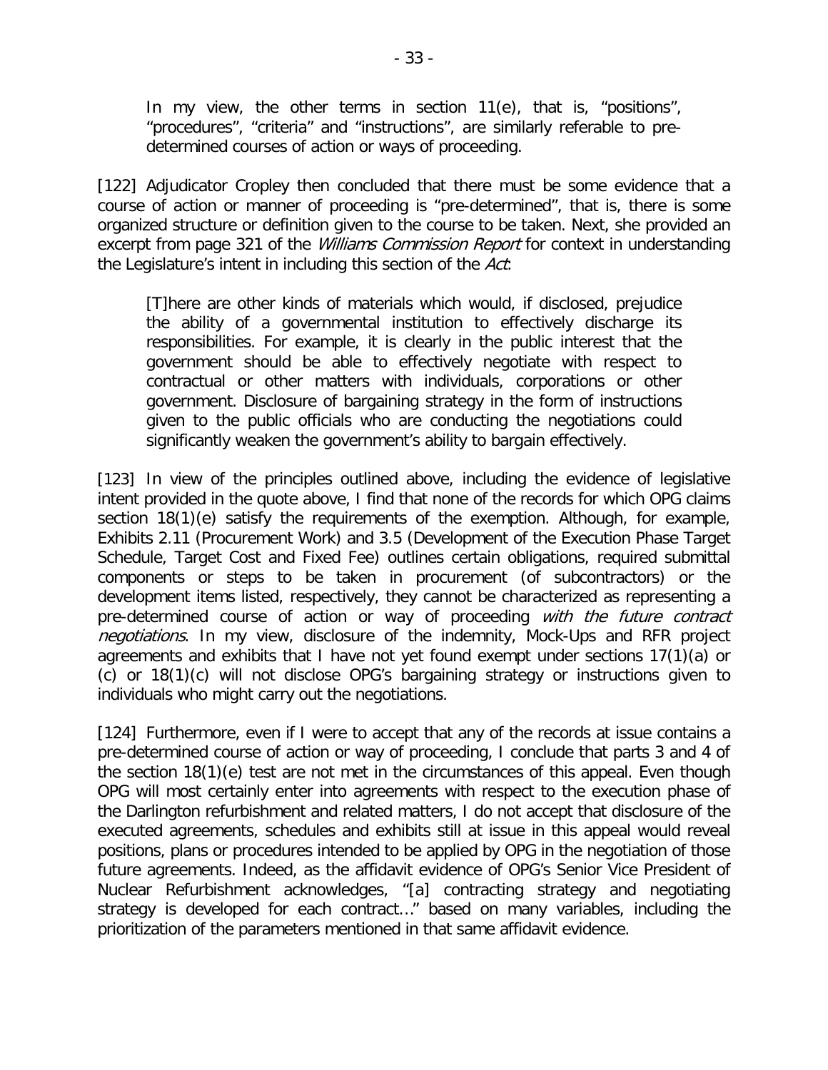> In my view, the other terms in section 11(e), that is, "positions", "procedures", "criteria" and "instructions", are similarly referable to pre-determined courses of action or ways of proceeding.

[122] Adjudicator Cropley then concluded that there must be some evidence that a course of action or manner of proceeding is "pre-determined", that is, there is some organized structure or definition given to the course to be taken. Next, she provided an excerpt from page 321 of the *Williams Commission Report* for context in understanding the Legislature's intent in including this section of the *Act*:

> [T]here are other kinds of materials which would, if disclosed, prejudice the ability of a governmental institution to effectively discharge its responsibilities. For example, it is clearly in the public interest that the government should be able to effectively negotiate with respect to contractual or other matters with individuals, corporations or other government. Disclosure of bargaining strategy in the form of instructions given to the public officials who are conducting the negotiations could significantly weaken the government's ability to bargain effectively.

[123] In view of the principles outlined above, including the evidence of legislative intent provided in the quote above, I find that none of the records for which OPG claims section 18(1)(e) satisfy the requirements of the exemption. Although, for example, Exhibits 2.11 (Procurement Work) and 3.5 (Development of the Execution Phase Target Schedule, Target Cost and Fixed Fee) outlines certain obligations, required submittal components or steps to be taken in procurement (of subcontractors) or the development items listed, respectively, they cannot be characterized as representing a pre-determined course of action or way of proceeding *with the future contract negotiations*. In my view, disclosure of the indemnity, Mock-Ups and RFR project agreements and exhibits that I have not yet found exempt under sections 17(1)(a) or (c) or 18(1)(c) will not disclose OPG's bargaining strategy or instructions given to individuals who might carry out the negotiations.

[124] Furthermore, even if I were to accept that any of the records at issue contains a pre-determined course of action or way of proceeding, I conclude that parts 3 and 4 of the section 18(1)(e) test are not met in the circumstances of this appeal. Even though OPG will most certainly enter into agreements with respect to the execution phase of the Darlington refurbishment and related matters, I do not accept that disclosure of the executed agreements, schedules and exhibits still at issue in this appeal would reveal positions, plans or procedures intended to be applied by OPG in the negotiation of those future agreements. Indeed, as the affidavit evidence of OPG's Senior Vice President of Nuclear Refurbishment acknowledges, "[a] contracting strategy and negotiating strategy is developed for each contract…" based on many variables, including the prioritization of the parameters mentioned in that same affidavit evidence.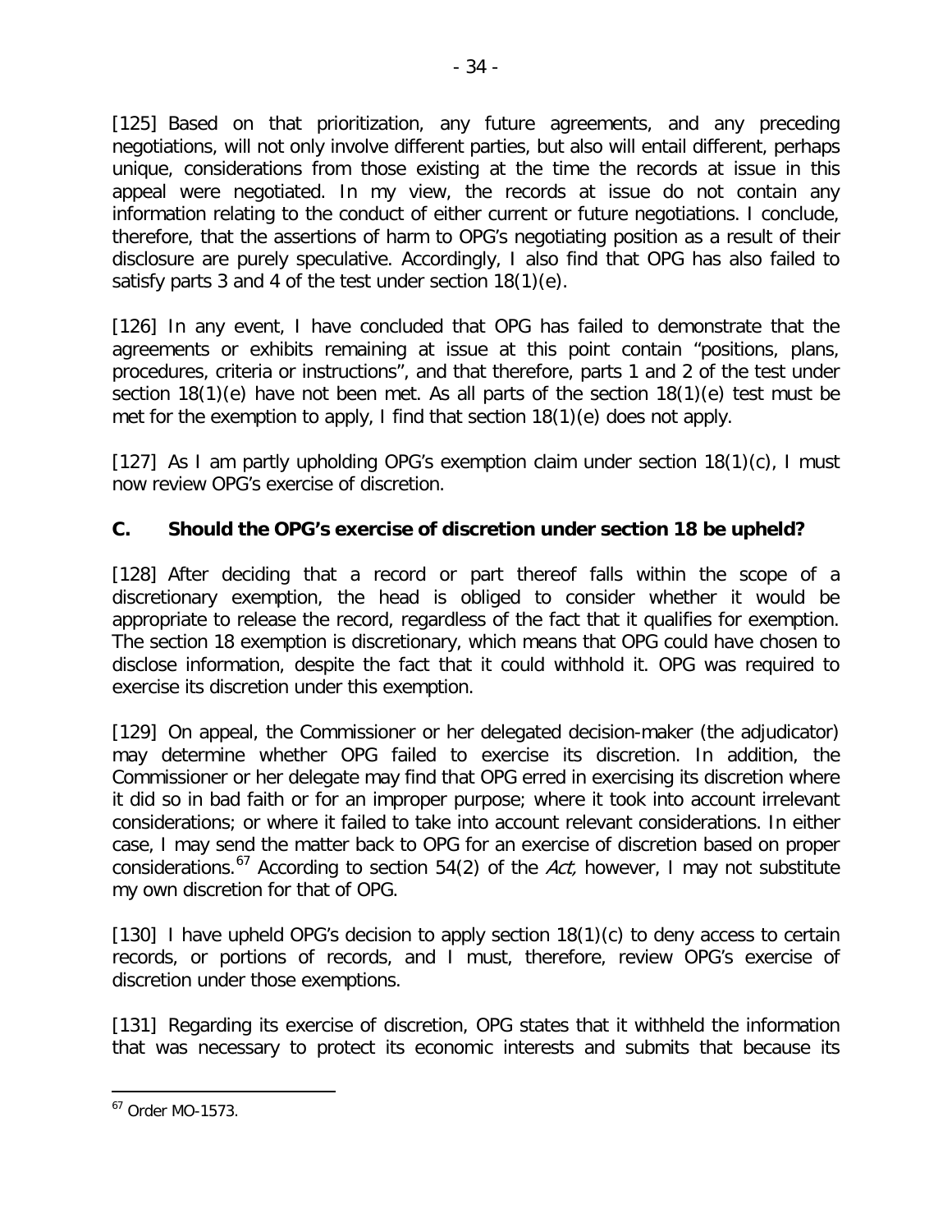[125] Based on that prioritization, any future agreements, and any preceding negotiations, will not only involve different parties, but also will entail different, perhaps unique, considerations from those existing at the time the records at issue in this appeal were negotiated. In my view, the records at issue do not contain any information relating to the conduct of either current or future negotiations. I conclude, therefore, that the assertions of harm to OPG's negotiating position as a result of their disclosure are purely speculative. Accordingly, I also find that OPG has also failed to satisfy parts 3 and 4 of the test under section 18(1)(e).

[126] In any event, I have concluded that OPG has failed to demonstrate that the agreements or exhibits remaining at issue at this point contain "positions, plans, procedures, criteria or instructions", and that therefore, parts 1 and 2 of the test under section 18(1)(e) have not been met. As all parts of the section 18(1)(e) test must be met for the exemption to apply, I find that section 18(1)(e) does not apply.

[127] As I am partly upholding OPG's exemption claim under section 18(1)(c), I must now review OPG's exercise of discretion.

## C. Should the OPG's exercise of discretion under section 18 be upheld?

[128] After deciding that a record or part thereof falls within the scope of a discretionary exemption, the head is obliged to consider whether it would be appropriate to release the record, regardless of the fact that it qualifies for exemption. The section 18 exemption is discretionary, which means that OPG could have chosen to disclose information, despite the fact that it could withhold it. OPG was required to exercise its discretion under this exemption.

[129] On appeal, the Commissioner or her delegated decision-maker (the adjudicator) may determine whether OPG failed to exercise its discretion. In addition, the Commissioner or her delegate may find that OPG erred in exercising its discretion where it did so in bad faith or for an improper purpose; where it took into account irrelevant considerations; or where it failed to take into account relevant considerations. In either case, I may send the matter back to OPG for an exercise of discretion based on proper considerations.[67] According to section 54(2) of the *Act,* however, I may not substitute my own discretion for that of OPG.

[130] I have upheld OPG's decision to apply section 18(1)(c) to deny access to certain records, or portions of records, and I must, therefore, review OPG's exercise of discretion under those exemptions.

[131] Regarding its exercise of discretion, OPG states that it withheld the information that was necessary to protect its economic interests and submits that because its

[67] Order MO-1573.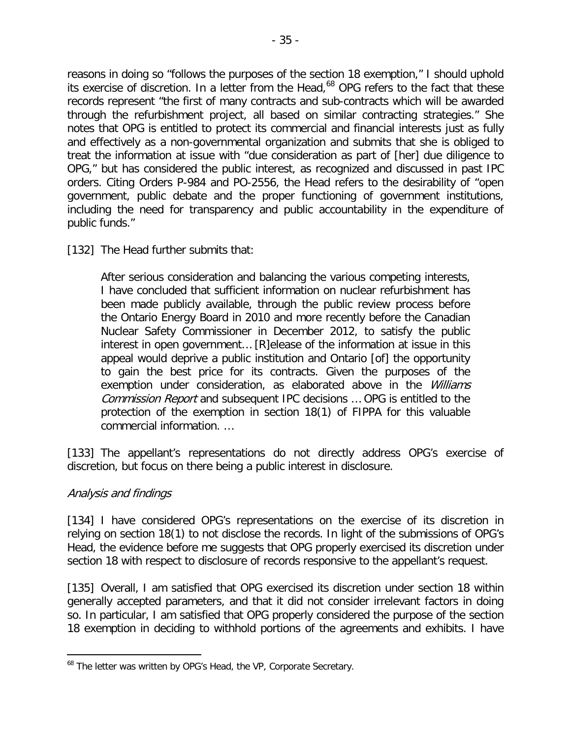reasons in doing so "follows the purposes of the section 18 exemption," I should uphold its exercise of discretion. In a letter from the Head,[68] OPG refers to the fact that these records represent "the first of many contracts and sub-contracts which will be awarded through the refurbishment project, all based on similar contracting strategies." She notes that OPG is entitled to protect its commercial and financial interests just as fully and effectively as a non-governmental organization and submits that she is obliged to treat the information at issue with "due consideration as part of [her] due diligence to OPG," but has considered the public interest, as recognized and discussed in past IPC orders. Citing Orders P-984 and PO-2556, the Head refers to the desirability of "open government, public debate and the proper functioning of government institutions, including the need for transparency and public accountability in the expenditure of public funds."

[132] The Head further submits that:

> After serious consideration and balancing the various competing interests, I have concluded that sufficient information on nuclear refurbishment has been made publicly available, through the public review process before the Ontario Energy Board in 2010 and more recently before the Canadian Nuclear Safety Commissioner in December 2012, to satisfy the public interest in open government… [R]elease of the information at issue in this appeal would deprive a public institution and Ontario [of] the opportunity to gain the best price for its contracts. Given the purposes of the exemption under consideration, as elaborated above in the *Williams Commission Report* and subsequent IPC decisions … OPG is entitled to the protection of the exemption in section 18(1) of FIPPA for this valuable commercial information. …

[133] The appellant's representations do not directly address OPG's exercise of discretion, but focus on there being a public interest in disclosure.

*Analysis and findings*

[134] I have considered OPG's representations on the exercise of its discretion in relying on section 18(1) to not disclose the records. In light of the submissions of OPG's Head, the evidence before me suggests that OPG properly exercised its discretion under section 18 with respect to disclosure of records responsive to the appellant's request.

[135] Overall, I am satisfied that OPG exercised its discretion under section 18 within generally accepted parameters, and that it did not consider irrelevant factors in doing so. In particular, I am satisfied that OPG properly considered the purpose of the section 18 exemption in deciding to withhold portions of the agreements and exhibits. I have

[68] The letter was written by OPG's Head, the VP, Corporate Secretary.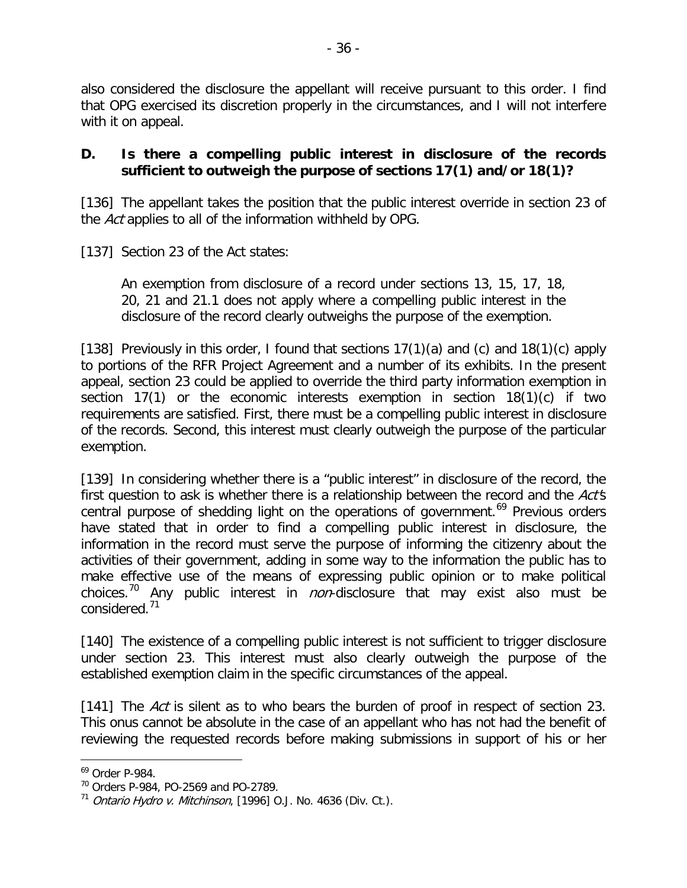also considered the disclosure the appellant will receive pursuant to this order. I find that OPG exercised its discretion properly in the circumstances, and I will not interfere with it on appeal.

### D. Is there a compelling public interest in disclosure of the records sufficient to outweigh the purpose of sections 17(1) and/or 18(1)?

[136] The appellant takes the position that the public interest override in section 23 of the *Act* applies to all of the information withheld by OPG.

[137] Section 23 of the Act states:

> An exemption from disclosure of a record under sections 13, 15, 17, 18, 20, 21 and 21.1 does not apply where a compelling public interest in the disclosure of the record clearly outweighs the purpose of the exemption.

[138] Previously in this order, I found that sections 17(1)(a) and (c) and 18(1)(c) apply to portions of the RFR Project Agreement and a number of its exhibits. In the present appeal, section 23 could be applied to override the third party information exemption in section 17(1) or the economic interests exemption in section 18(1)(c) if two requirements are satisfied. First, there must be a compelling public interest in disclosure of the records. Second, this interest must clearly outweigh the purpose of the particular exemption.

[139] In considering whether there is a "public interest" in disclosure of the record, the first question to ask is whether there is a relationship between the record and the *Act*'s central purpose of shedding light on the operations of government.[69] Previous orders have stated that in order to find a compelling public interest in disclosure, the information in the record must serve the purpose of informing the citizenry about the activities of their government, adding in some way to the information the public has to make effective use of the means of expressing public opinion or to make political choices.[70] Any public interest in *non*-disclosure that may exist also must be considered.[71]

[140] The existence of a compelling public interest is not sufficient to trigger disclosure under section 23. This interest must also clearly outweigh the purpose of the established exemption claim in the specific circumstances of the appeal.

[141] The *Act* is silent as to who bears the burden of proof in respect of section 23. This onus cannot be absolute in the case of an appellant who has not had the benefit of reviewing the requested records before making submissions in support of his or her

---

[69] Order P-984.

[70] Orders P-984, PO-2569 and PO-2789.

[71] *Ontario Hydro v. Mitchinson*, [1996] O.J. No. 4636 (Div. Ct.).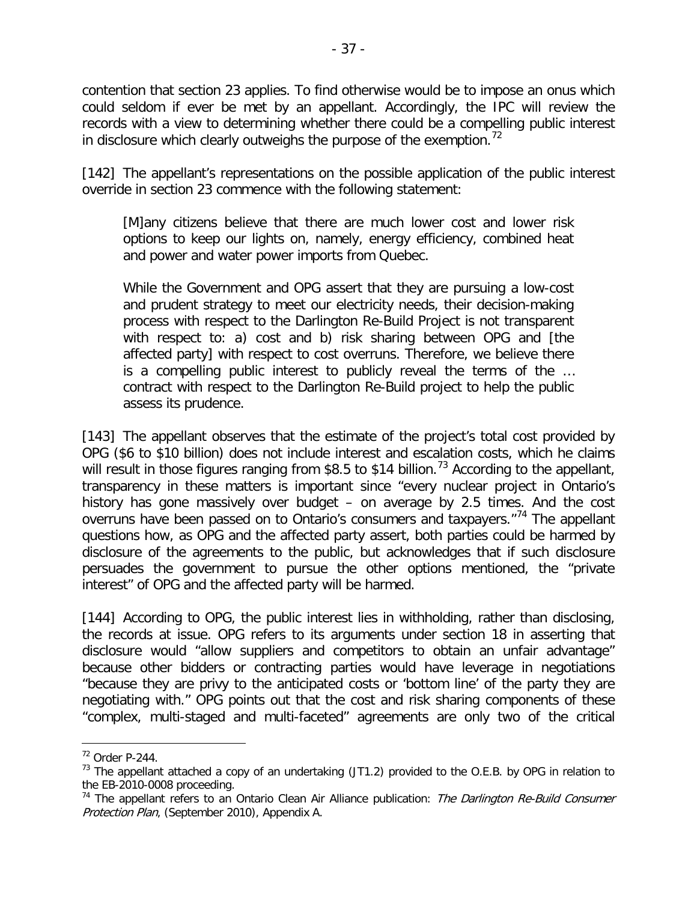contention that section 23 applies. To find otherwise would be to impose an onus which could seldom if ever be met by an appellant. Accordingly, the IPC will review the records with a view to determining whether there could be a compelling public interest in disclosure which clearly outweighs the purpose of the exemption.[72]

[142] The appellant's representations on the possible application of the public interest override in section 23 commence with the following statement:

> [M]any citizens believe that there are much lower cost and lower risk options to keep our lights on, namely, energy efficiency, combined heat and power and water power imports from Quebec.
>
> While the Government and OPG assert that they are pursuing a low-cost and prudent strategy to meet our electricity needs, their decision-making process with respect to the Darlington Re-Build Project is not transparent with respect to: a) cost and b) risk sharing between OPG and [the affected party] with respect to cost overruns. Therefore, we believe there is a compelling public interest to publicly reveal the terms of the … contract with respect to the Darlington Re-Build project to help the public assess its prudence.

[143] The appellant observes that the estimate of the project's total cost provided by OPG ($6 to $10 billion) does not include interest and escalation costs, which he claims will result in those figures ranging from $8.5 to $14 billion.[73] According to the appellant, transparency in these matters is important since "every nuclear project in Ontario's history has gone massively over budget – on average by 2.5 times. And the cost overruns have been passed on to Ontario's consumers and taxpayers."[74] The appellant questions how, as OPG and the affected party assert, both parties could be harmed by disclosure of the agreements to the public, but acknowledges that if such disclosure persuades the government to pursue the other options mentioned, the "private interest" of OPG and the affected party will be harmed.

[144] According to OPG, the public interest lies in withholding, rather than disclosing, the records at issue. OPG refers to its arguments under section 18 in asserting that disclosure would "allow suppliers and competitors to obtain an unfair advantage" because other bidders or contracting parties would have leverage in negotiations "because they are privy to the anticipated costs or 'bottom line' of the party they are negotiating with." OPG points out that the cost and risk sharing components of these "complex, multi-staged and multi-faceted" agreements are only two of the critical

---

[72] Order P-244.

[73] The appellant attached a copy of an undertaking (JT1.2) provided to the O.E.B. by OPG in relation to the EB-2010-0008 proceeding.

[74] The appellant refers to an Ontario Clean Air Alliance publication: *The Darlington Re-Build Consumer Protection Plan*, (September 2010), Appendix A.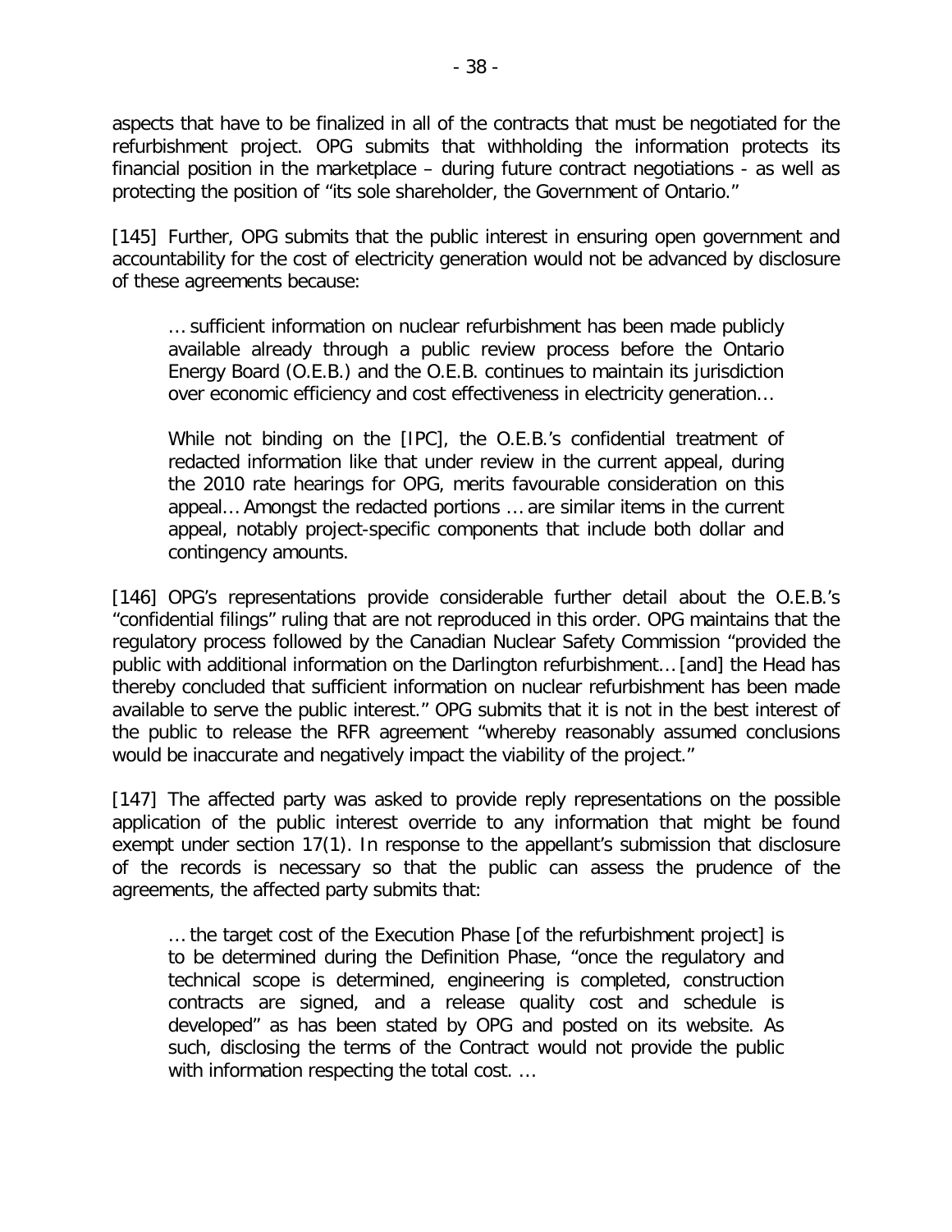aspects that have to be finalized in all of the contracts that must be negotiated for the refurbishment project. OPG submits that withholding the information protects its financial position in the marketplace – during future contract negotiations - as well as protecting the position of "its sole shareholder, the Government of Ontario."

[145] Further, OPG submits that the public interest in ensuring open government and accountability for the cost of electricity generation would not be advanced by disclosure of these agreements because:

> … sufficient information on nuclear refurbishment has been made publicly available already through a public review process before the Ontario Energy Board (O.E.B.) and the O.E.B. continues to maintain its jurisdiction over economic efficiency and cost effectiveness in electricity generation…
>
> While not binding on the [IPC], the O.E.B.'s confidential treatment of redacted information like that under review in the current appeal, during the 2010 rate hearings for OPG, merits favourable consideration on this appeal… Amongst the redacted portions … are similar items in the current appeal, notably project-specific components that include both dollar and contingency amounts.

[146] OPG's representations provide considerable further detail about the O.E.B.'s "confidential filings" ruling that are not reproduced in this order. OPG maintains that the regulatory process followed by the Canadian Nuclear Safety Commission "provided the public with additional information on the Darlington refurbishment… [and] the Head has thereby concluded that sufficient information on nuclear refurbishment has been made available to serve the public interest." OPG submits that it is not in the best interest of the public to release the RFR agreement "whereby reasonably assumed conclusions would be inaccurate and negatively impact the viability of the project."

[147] The affected party was asked to provide reply representations on the possible application of the public interest override to any information that might be found exempt under section 17(1). In response to the appellant's submission that disclosure of the records is necessary so that the public can assess the prudence of the agreements, the affected party submits that:

> … the target cost of the Execution Phase [of the refurbishment project] is to be determined during the Definition Phase, "once the regulatory and technical scope is determined, engineering is completed, construction contracts are signed, and a release quality cost and schedule is developed" as has been stated by OPG and posted on its website. As such, disclosing the terms of the Contract would not provide the public with information respecting the total cost. …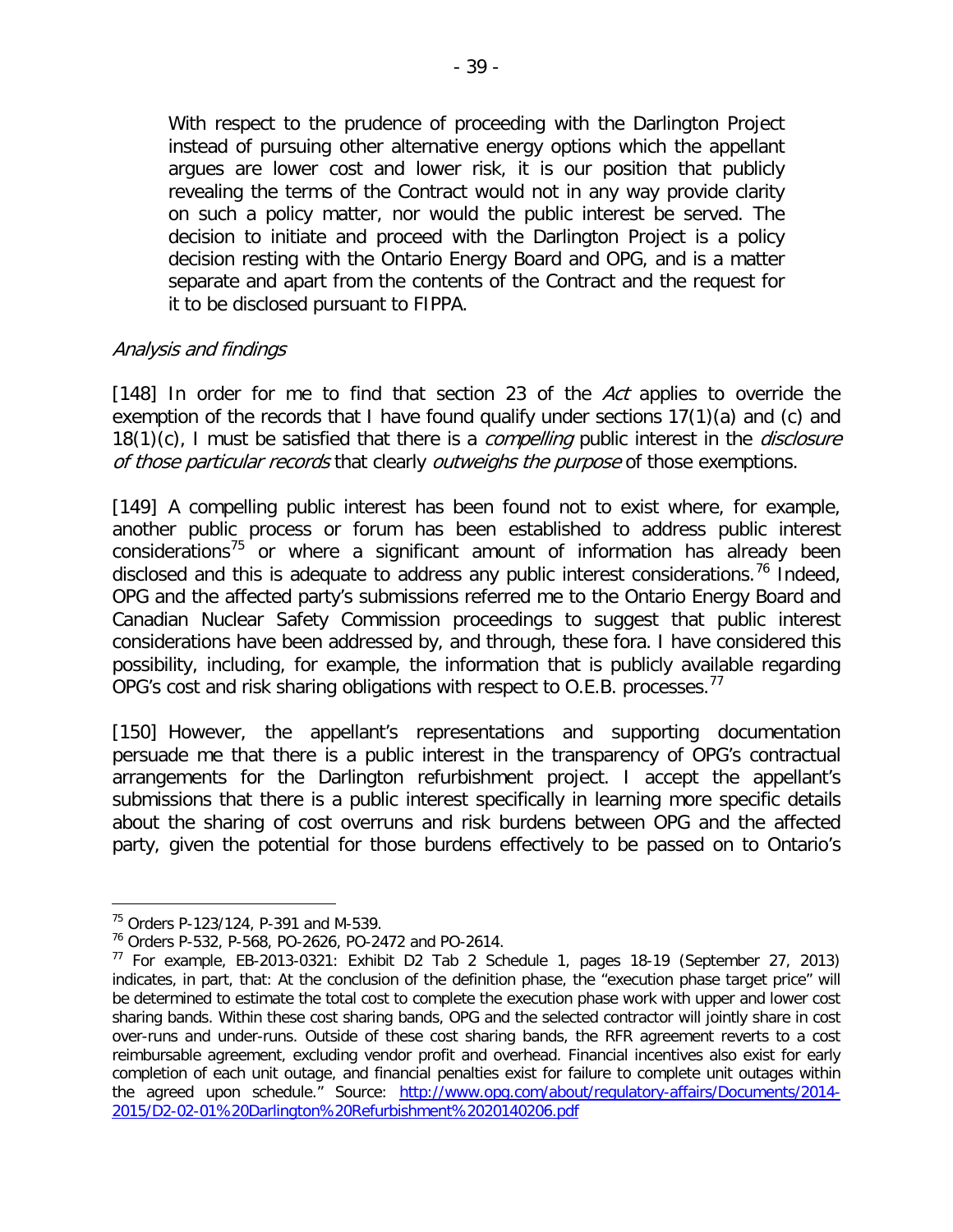> With respect to the prudence of proceeding with the Darlington Project instead of pursuing other alternative energy options which the appellant argues are lower cost and lower risk, it is our position that publicly revealing the terms of the Contract would not in any way provide clarity on such a policy matter, nor would the public interest be served. The decision to initiate and proceed with the Darlington Project is a policy decision resting with the Ontario Energy Board and OPG, and is a matter separate and apart from the contents of the Contract and the request for it to be disclosed pursuant to FIPPA.

*Analysis and findings*

[148] In order for me to find that section 23 of the *Act* applies to override the exemption of the records that I have found qualify under sections 17(1)(a) and (c) and 18(1)(c), I must be satisfied that there is a *compelling* public interest in the *disclosure of those particular records* that clearly *outweighs the purpose* of those exemptions.

[149] A compelling public interest has been found not to exist where, for example, another public process or forum has been established to address public interest considerations[75] or where a significant amount of information has already been disclosed and this is adequate to address any public interest considerations.[76] Indeed, OPG and the affected party's submissions referred me to the Ontario Energy Board and Canadian Nuclear Safety Commission proceedings to suggest that public interest considerations have been addressed by, and through, these fora. I have considered this possibility, including, for example, the information that is publicly available regarding OPG's cost and risk sharing obligations with respect to O.E.B. processes.[77]

[150] However, the appellant's representations and supporting documentation persuade me that there is a public interest in the transparency of OPG's contractual arrangements for the Darlington refurbishment project. I accept the appellant's submissions that there is a public interest specifically in learning more specific details about the sharing of cost overruns and risk burdens between OPG and the affected party, given the potential for those burdens effectively to be passed on to Ontario's

---

[75] Orders P-123/124, P-391 and M-539.

[76] Orders P-532, P-568, PO-2626, PO-2472 and PO-2614.

[77] For example, EB-2013-0321: Exhibit D2 Tab 2 Schedule 1, pages 18-19 (September 27, 2013) indicates, in part, that: At the conclusion of the definition phase, the "execution phase target price" will be determined to estimate the total cost to complete the execution phase work with upper and lower cost sharing bands. Within these cost sharing bands, OPG and the selected contractor will jointly share in cost over-runs and under-runs. Outside of these cost sharing bands, the RFR agreement reverts to a cost reimbursable agreement, excluding vendor profit and overhead. Financial incentives also exist for early completion of each unit outage, and financial penalties exist for failure to complete unit outages within the agreed upon schedule." Source: [http://www.opg.com/about/regulatory-affairs/Documents/2014-2015/D2-02-01%20Darlington%20Refurbishment%2020140206.pdf](http://www.opg.com/about/regulatory-affairs/Documents/2014-2015/D2-02-01%20Darlington%20Refurbishment%2020140206.pdf)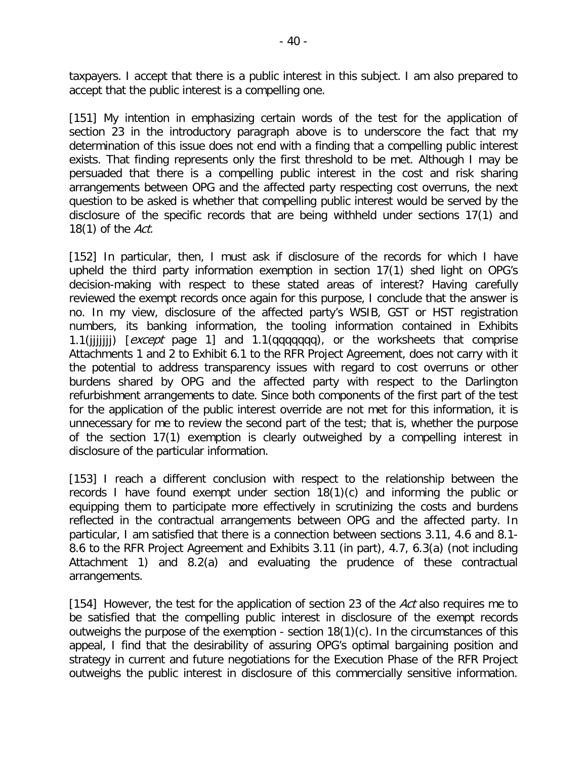taxpayers. I accept that there is a public interest in this subject. I am also prepared to accept that the public interest is a compelling one.

[151] My intention in emphasizing certain words of the test for the application of section 23 in the introductory paragraph above is to underscore the fact that my determination of this issue does not end with a finding that a compelling public interest exists. That finding represents only the first threshold to be met. Although I may be persuaded that there is a compelling public interest in the cost and risk sharing arrangements between OPG and the affected party respecting cost overruns, the next question to be asked is whether that compelling public interest would be served by the disclosure of the specific records that are being withheld under sections 17(1) and 18(1) of the *Act.*

[152] In particular, then, I must ask if disclosure of the records for which I have upheld the third party information exemption in section 17(1) shed light on OPG's decision-making with respect to these stated areas of interest? Having carefully reviewed the exempt records once again for this purpose, I conclude that the answer is no. In my view, disclosure of the affected party's WSIB, GST or HST registration numbers, its banking information, the tooling information contained in Exhibits 1.1(jjjjjjj) [*except* page 1] and 1.1(qqqqqqq), or the worksheets that comprise Attachments 1 and 2 to Exhibit 6.1 to the RFR Project Agreement, does not carry with it the potential to address transparency issues with regard to cost overruns or other burdens shared by OPG and the affected party with respect to the Darlington refurbishment arrangements to date. Since both components of the first part of the test for the application of the public interest override are not met for this information, it is unnecessary for me to review the second part of the test; that is, whether the purpose of the section 17(1) exemption is clearly outweighed by a compelling interest in disclosure of the particular information.

[153] I reach a different conclusion with respect to the relationship between the records I have found exempt under section 18(1)(c) and informing the public or equipping them to participate more effectively in scrutinizing the costs and burdens reflected in the contractual arrangements between OPG and the affected party. In particular, I am satisfied that there is a connection between sections 3.11, 4.6 and 8.1-8.6 to the RFR Project Agreement and Exhibits 3.11 (in part), 4.7, 6.3(a) (not including Attachment 1) and 8.2(a) and evaluating the prudence of these contractual arrangements.

[154] However, the test for the application of section 23 of the *Act* also requires me to be satisfied that the compelling public interest in disclosure of the exempt records outweighs the purpose of the exemption - section 18(1)(c). In the circumstances of this appeal, I find that the desirability of assuring OPG's optimal bargaining position and strategy in current and future negotiations for the Execution Phase of the RFR Project outweighs the public interest in disclosure of this commercially sensitive information.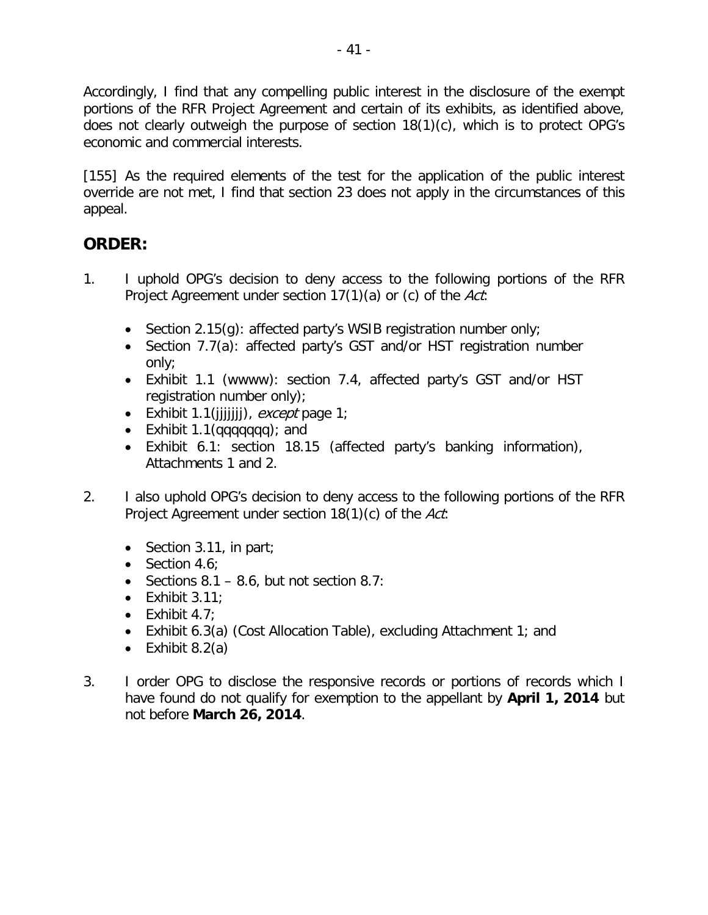Accordingly, I find that any compelling public interest in the disclosure of the exempt portions of the RFR Project Agreement and certain of its exhibits, as identified above, does not clearly outweigh the purpose of section 18(1)(c), which is to protect OPG's economic and commercial interests.

[155] As the required elements of the test for the application of the public interest override are not met, I find that section 23 does not apply in the circumstances of this appeal.

## ORDER:

1. I uphold OPG's decision to deny access to the following portions of the RFR Project Agreement under section 17(1)(a) or (c) of the *Act*:

   - Section 2.15(g): affected party's WSIB registration number only;
   - Section 7.7(a): affected party's GST and/or HST registration number only;
   - Exhibit 1.1 (wwww): section 7.4, affected party's GST and/or HST registration number only);
   - Exhibit 1.1(jjjjjjj), *except* page 1;
   - Exhibit 1.1(qqqqqqq); and
   - Exhibit 6.1: section 18.15 (affected party's banking information), Attachments 1 and 2.

2. I also uphold OPG's decision to deny access to the following portions of the RFR Project Agreement under section 18(1)(c) of the *Act*:

   - Section 3.11, in part;
   - Section 4.6;
   - Sections 8.1 – 8.6, but not section 8.7:
   - Exhibit 3.11;
   - Exhibit 4.7;
   - Exhibit 6.3(a) (Cost Allocation Table), excluding Attachment 1; and
   - Exhibit 8.2(a)

3. I order OPG to disclose the responsive records or portions of records which I have found do not qualify for exemption to the appellant by **April 1, 2014** but not before **March 26, 2014**.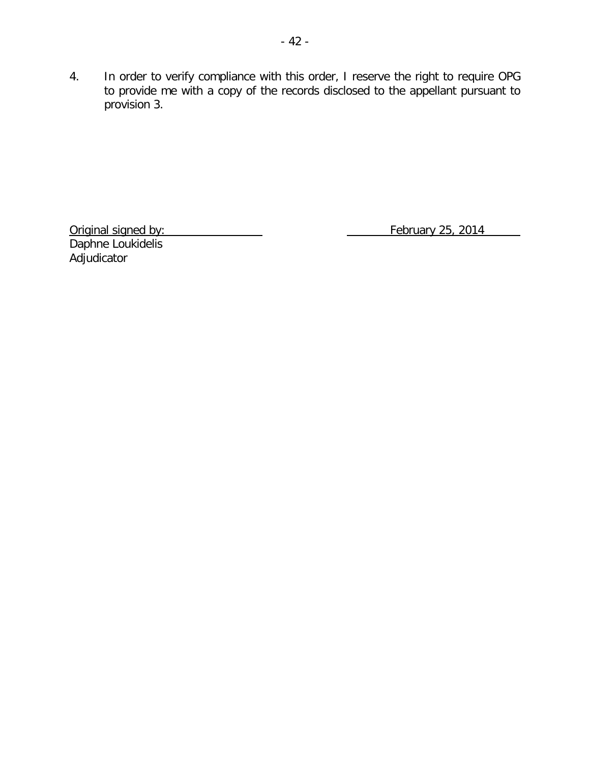4. In order to verify compliance with this order, I reserve the right to require OPG to provide me with a copy of the records disclosed to the appellant pursuant to provision 3.

Original signed by: February 25, 2014
Daphne Loukidelis
Adjudicator